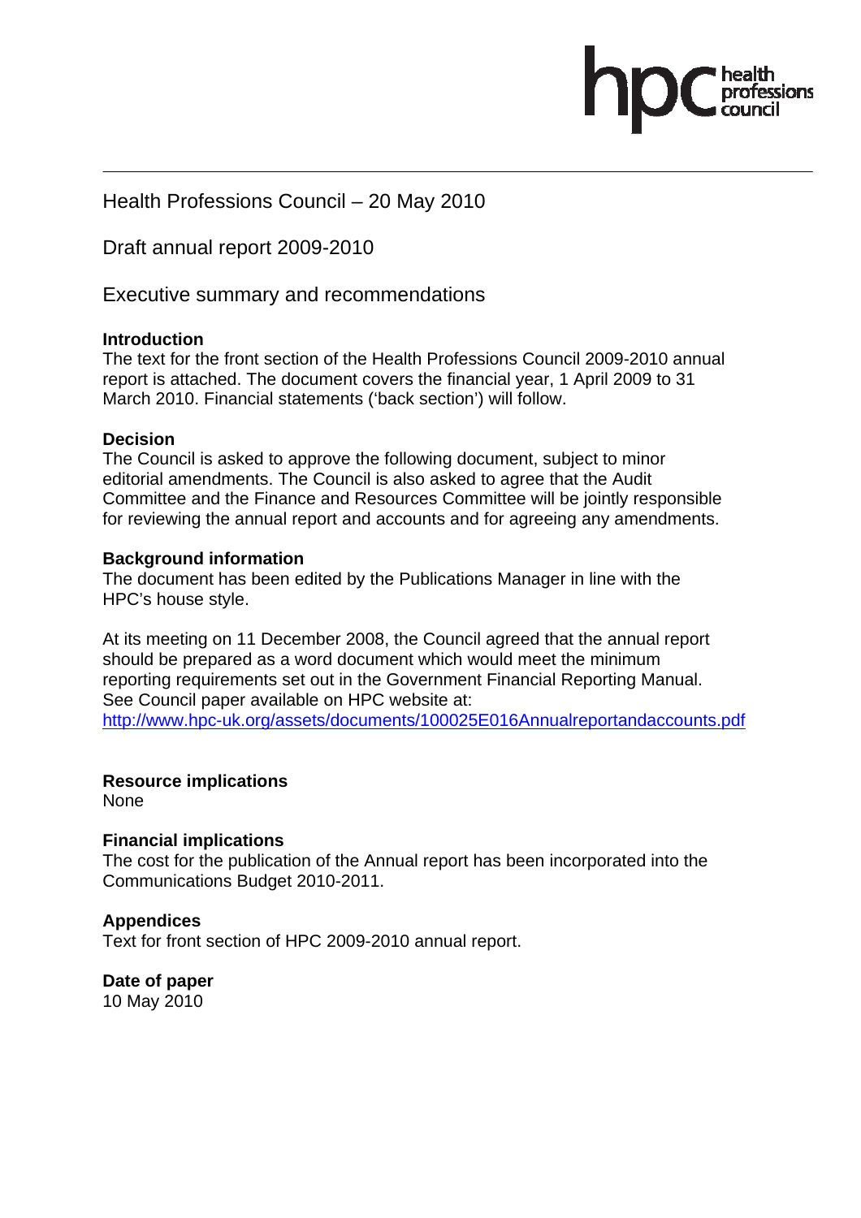Health Professions Council – 20 May 2010

Draft annual report 2009-2010

Executive summary and recommendations

**Introduction**
The text for the front section of the Health Professions Council 2009-2010 annual report is attached. The document covers the financial year, 1 April 2009 to 31 March 2010. Financial statements ('back section') will follow.

**Decision**
The Council is asked to approve the following document, subject to minor editorial amendments. The Council is also asked to agree that the Audit Committee and the Finance and Resources Committee will be jointly responsible for reviewing the annual report and accounts and for agreeing any amendments.

**Background information**
The document has been edited by the Publications Manager in line with the HPC's house style.

At its meeting on 11 December 2008, the Council agreed that the annual report should be prepared as a word document which would meet the minimum reporting requirements set out in the Government Financial Reporting Manual. See Council paper available on HPC website at:
http://www.hpc-uk.org/assets/documents/100025E016Annualreportandaccounts.pdf

**Resource implications**
None

**Financial implications**
The cost for the publication of the Annual report has been incorporated into the Communications Budget 2010-2011.

**Appendices**
Text for front section of HPC 2009-2010 annual report.

**Date of paper**
10 May 2010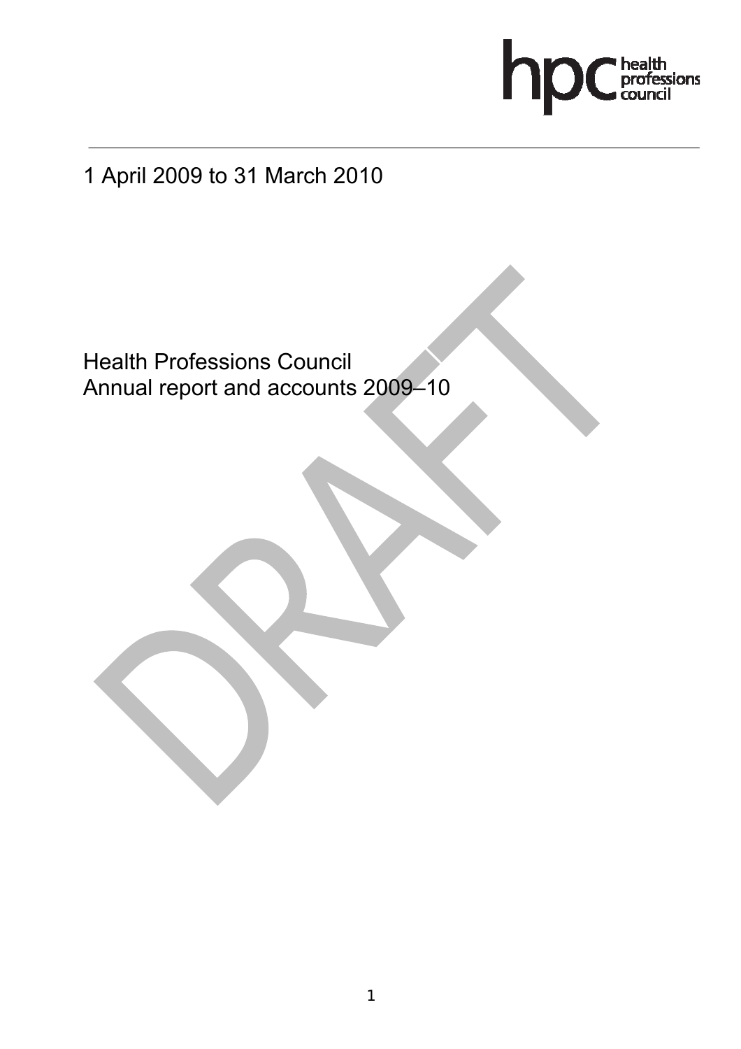1 April 2009 to 31 March 2010

# Health Professions Council Annual report and accounts 2009–10

DRAFT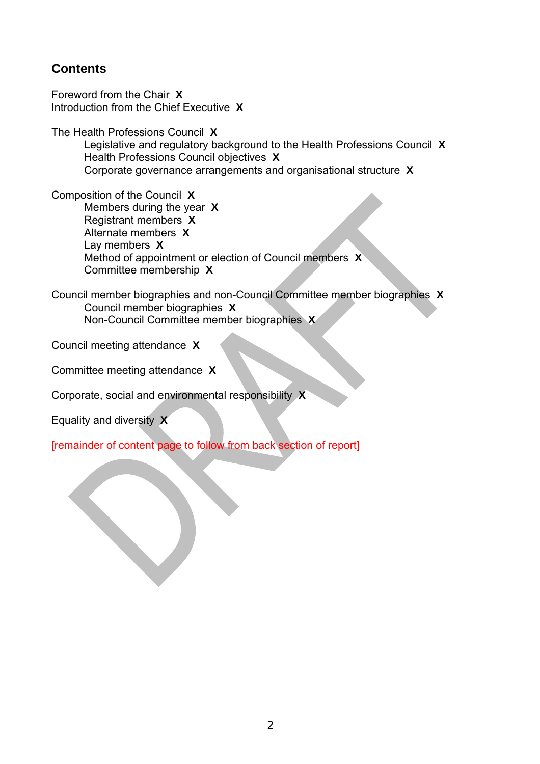## Contents

Foreword from the Chair **X**
Introduction from the Chief Executive **X**

The Health Professions Council **X**
- Legislative and regulatory background to the Health Professions Council **X**
- Health Professions Council objectives **X**
- Corporate governance arrangements and organisational structure **X**

Composition of the Council **X**
- Members during the year **X**
- Registrant members **X**
- Alternate members **X**
- Lay members **X**
- Method of appointment or election of Council members **X**
- Committee membership **X**

Council member biographies and non-Council Committee member biographies **X**
- Council member biographies **X**
- Non-Council Committee member biographies **X**

Council meeting attendance **X**

Committee meeting attendance **X**

Corporate, social and environmental responsibility **X**

Equality and diversity **X**

[remainder of content page to follow from back section of report]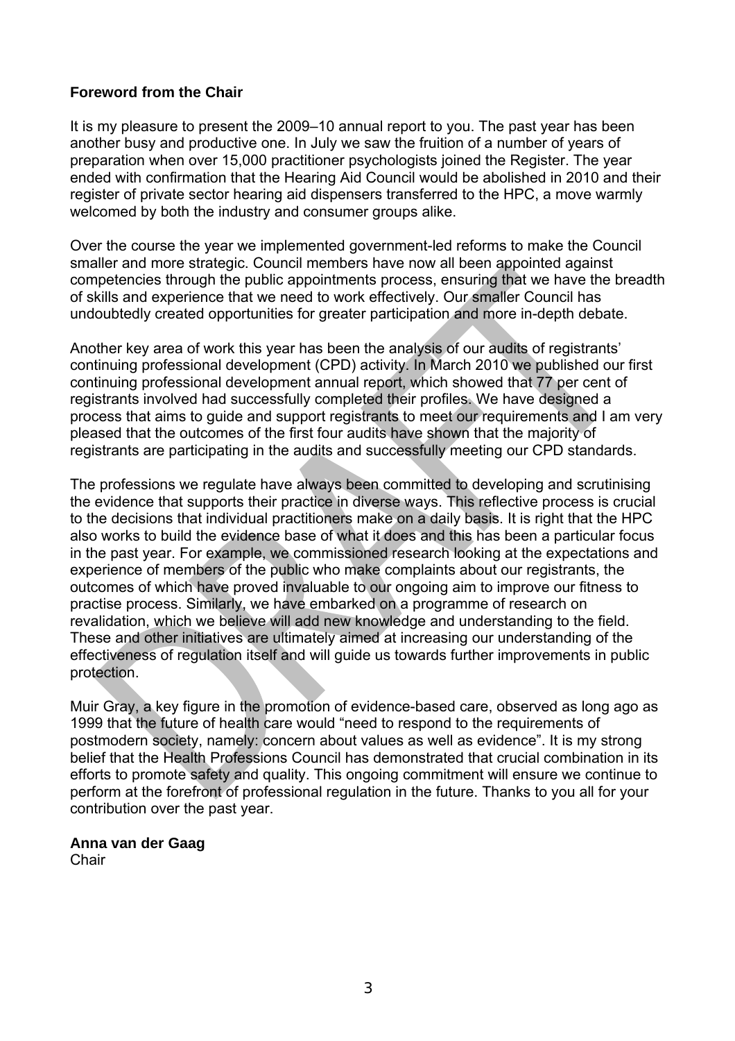**Foreword from the Chair**

It is my pleasure to present the 2009–10 annual report to you. The past year has been another busy and productive one. In July we saw the fruition of a number of years of preparation when over 15,000 practitioner psychologists joined the Register. The year ended with confirmation that the Hearing Aid Council would be abolished in 2010 and their register of private sector hearing aid dispensers transferred to the HPC, a move warmly welcomed by both the industry and consumer groups alike.

Over the course the year we implemented government-led reforms to make the Council smaller and more strategic. Council members have now all been appointed against competencies through the public appointments process, ensuring that we have the breadth of skills and experience that we need to work effectively. Our smaller Council has undoubtedly created opportunities for greater participation and more in-depth debate.

Another key area of work this year has been the analysis of our audits of registrants' continuing professional development (CPD) activity. In March 2010 we published our first continuing professional development annual report, which showed that 77 per cent of registrants involved had successfully completed their profiles. We have designed a process that aims to guide and support registrants to meet our requirements and I am very pleased that the outcomes of the first four audits have shown that the majority of registrants are participating in the audits and successfully meeting our CPD standards.

The professions we regulate have always been committed to developing and scrutinising the evidence that supports their practice in diverse ways. This reflective process is crucial to the decisions that individual practitioners make on a daily basis. It is right that the HPC also works to build the evidence base of what it does and this has been a particular focus in the past year. For example, we commissioned research looking at the expectations and experience of members of the public who make complaints about our registrants, the outcomes of which have proved invaluable to our ongoing aim to improve our fitness to practise process. Similarly, we have embarked on a programme of research on revalidation, which we believe will add new knowledge and understanding to the field. These and other initiatives are ultimately aimed at increasing our understanding of the effectiveness of regulation itself and will guide us towards further improvements in public protection.

Muir Gray, a key figure in the promotion of evidence-based care, observed as long ago as 1999 that the future of health care would "need to respond to the requirements of postmodern society, namely: concern about values as well as evidence". It is my strong belief that the Health Professions Council has demonstrated that crucial combination in its efforts to promote safety and quality. This ongoing commitment will ensure we continue to perform at the forefront of professional regulation in the future. Thanks to you all for your contribution over the past year.

**Anna van der Gaag**
Chair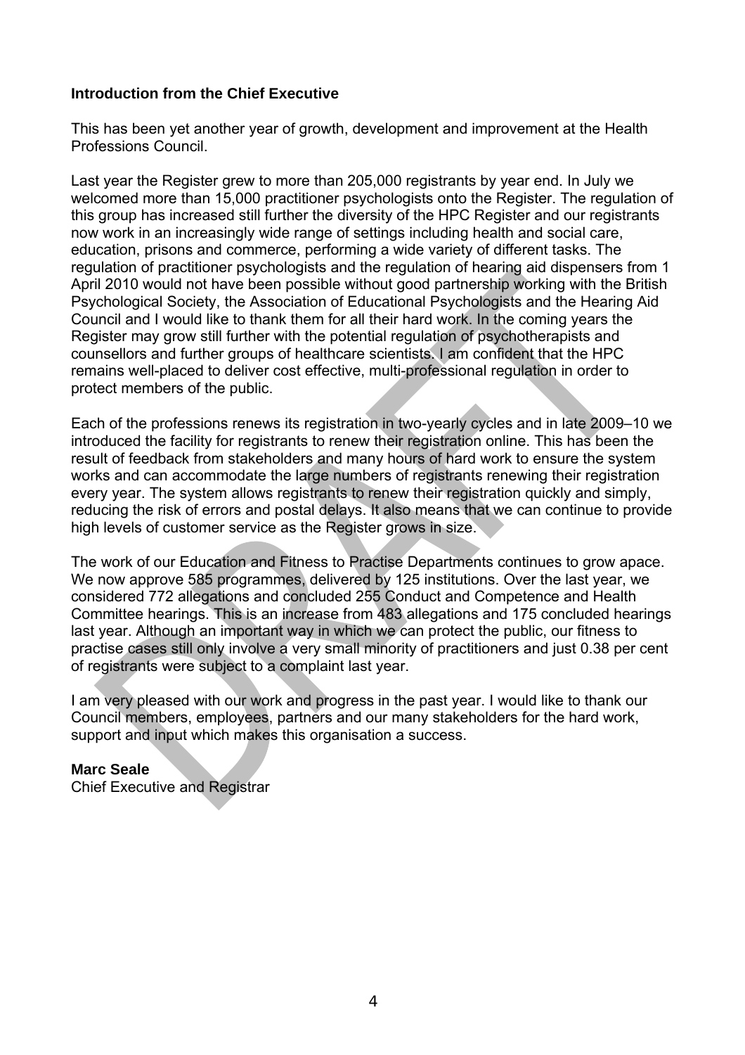**Introduction from the Chief Executive**

This has been yet another year of growth, development and improvement at the Health Professions Council.

Last year the Register grew to more than 205,000 registrants by year end. In July we welcomed more than 15,000 practitioner psychologists onto the Register. The regulation of this group has increased still further the diversity of the HPC Register and our registrants now work in an increasingly wide range of settings including health and social care, education, prisons and commerce, performing a wide variety of different tasks. The regulation of practitioner psychologists and the regulation of hearing aid dispensers from 1 April 2010 would not have been possible without good partnership working with the British Psychological Society, the Association of Educational Psychologists and the Hearing Aid Council and I would like to thank them for all their hard work. In the coming years the Register may grow still further with the potential regulation of psychotherapists and counsellors and further groups of healthcare scientists. I am confident that the HPC remains well-placed to deliver cost effective, multi-professional regulation in order to protect members of the public.

Each of the professions renews its registration in two-yearly cycles and in late 2009–10 we introduced the facility for registrants to renew their registration online. This has been the result of feedback from stakeholders and many hours of hard work to ensure the system works and can accommodate the large numbers of registrants renewing their registration every year. The system allows registrants to renew their registration quickly and simply, reducing the risk of errors and postal delays. It also means that we can continue to provide high levels of customer service as the Register grows in size.

The work of our Education and Fitness to Practise Departments continues to grow apace. We now approve 585 programmes, delivered by 125 institutions. Over the last year, we considered 772 allegations and concluded 255 Conduct and Competence and Health Committee hearings. This is an increase from 483 allegations and 175 concluded hearings last year. Although an important way in which we can protect the public, our fitness to practise cases still only involve a very small minority of practitioners and just 0.38 per cent of registrants were subject to a complaint last year.

I am very pleased with our work and progress in the past year. I would like to thank our Council members, employees, partners and our many stakeholders for the hard work, support and input which makes this organisation a success.

**Marc Seale**
Chief Executive and Registrar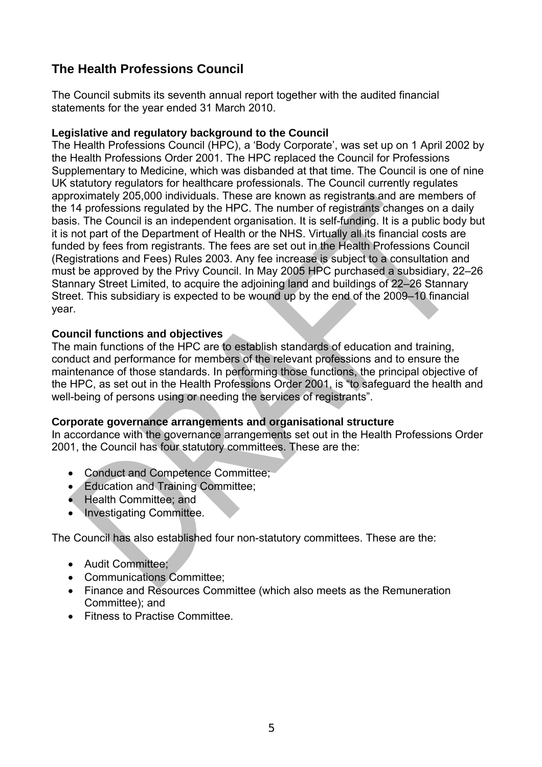## The Health Professions Council

The Council submits its seventh annual report together with the audited financial statements for the year ended 31 March 2010.

**Legislative and regulatory background to the Council**

The Health Professions Council (HPC), a 'Body Corporate', was set up on 1 April 2002 by the Health Professions Order 2001. The HPC replaced the Council for Professions Supplementary to Medicine, which was disbanded at that time. The Council is one of nine UK statutory regulators for healthcare professionals. The Council currently regulates approximately 205,000 individuals. These are known as registrants and are members of the 14 professions regulated by the HPC. The number of registrants changes on a daily basis. The Council is an independent organisation. It is self-funding. It is a public body but it is not part of the Department of Health or the NHS. Virtually all its financial costs are funded by fees from registrants. The fees are set out in the Health Professions Council (Registrations and Fees) Rules 2003. Any fee increase is subject to a consultation and must be approved by the Privy Council. In May 2005 HPC purchased a subsidiary, 22–26 Stannary Street Limited, to acquire the adjoining land and buildings of 22–26 Stannary Street. This subsidiary is expected to be wound up by the end of the 2009–10 financial year.

**Council functions and objectives**

The main functions of the HPC are to establish standards of education and training, conduct and performance for members of the relevant professions and to ensure the maintenance of those standards. In performing those functions, the principal objective of the HPC, as set out in the Health Professions Order 2001, is "to safeguard the health and well-being of persons using or needing the services of registrants".

**Corporate governance arrangements and organisational structure**

In accordance with the governance arrangements set out in the Health Professions Order 2001, the Council has four statutory committees. These are the:

- Conduct and Competence Committee;
- Education and Training Committee;
- Health Committee; and
- Investigating Committee.

The Council has also established four non-statutory committees. These are the:

- Audit Committee;
- Communications Committee;
- Finance and Resources Committee (which also meets as the Remuneration Committee); and
- Fitness to Practise Committee.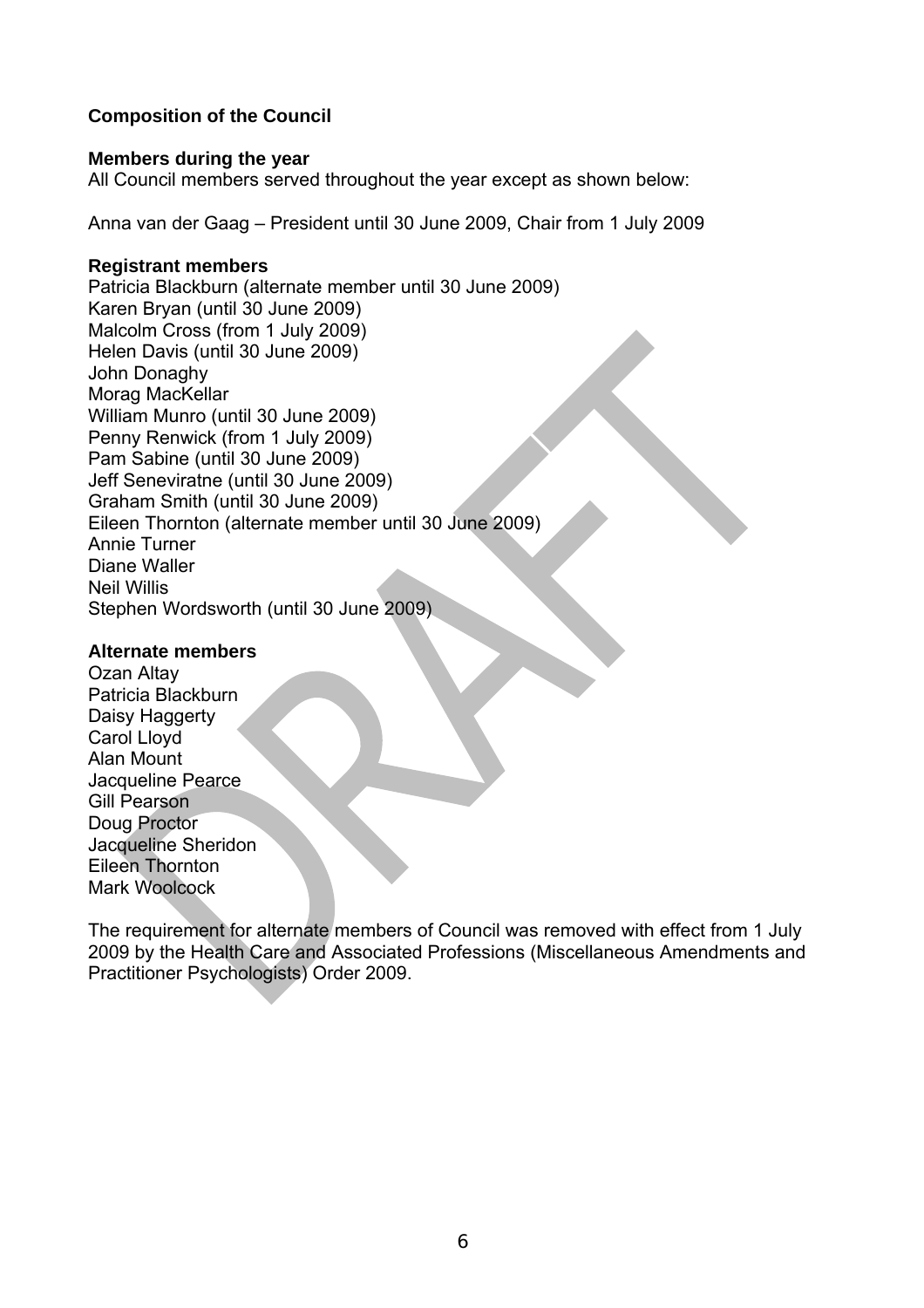**Composition of the Council**

**Members during the year**

All Council members served throughout the year except as shown below:

Anna van der Gaag – President until 30 June 2009, Chair from 1 July 2009

**Registrant members**

Patricia Blackburn (alternate member until 30 June 2009)
Karen Bryan (until 30 June 2009)
Malcolm Cross (from 1 July 2009)
Helen Davis (until 30 June 2009)
John Donaghy
Morag MacKellar
William Munro (until 30 June 2009)
Penny Renwick (from 1 July 2009)
Pam Sabine (until 30 June 2009)
Jeff Seneviratne (until 30 June 2009)
Graham Smith (until 30 June 2009)
Eileen Thornton (alternate member until 30 June 2009)
Annie Turner
Diane Waller
Neil Willis
Stephen Wordsworth (until 30 June 2009)

**Alternate members**

Ozan Altay
Patricia Blackburn
Daisy Haggerty
Carol Lloyd
Alan Mount
Jacqueline Pearce
Gill Pearson
Doug Proctor
Jacqueline Sheridon
Eileen Thornton
Mark Woolcock

The requirement for alternate members of Council was removed with effect from 1 July 2009 by the Health Care and Associated Professions (Miscellaneous Amendments and Practitioner Psychologists) Order 2009.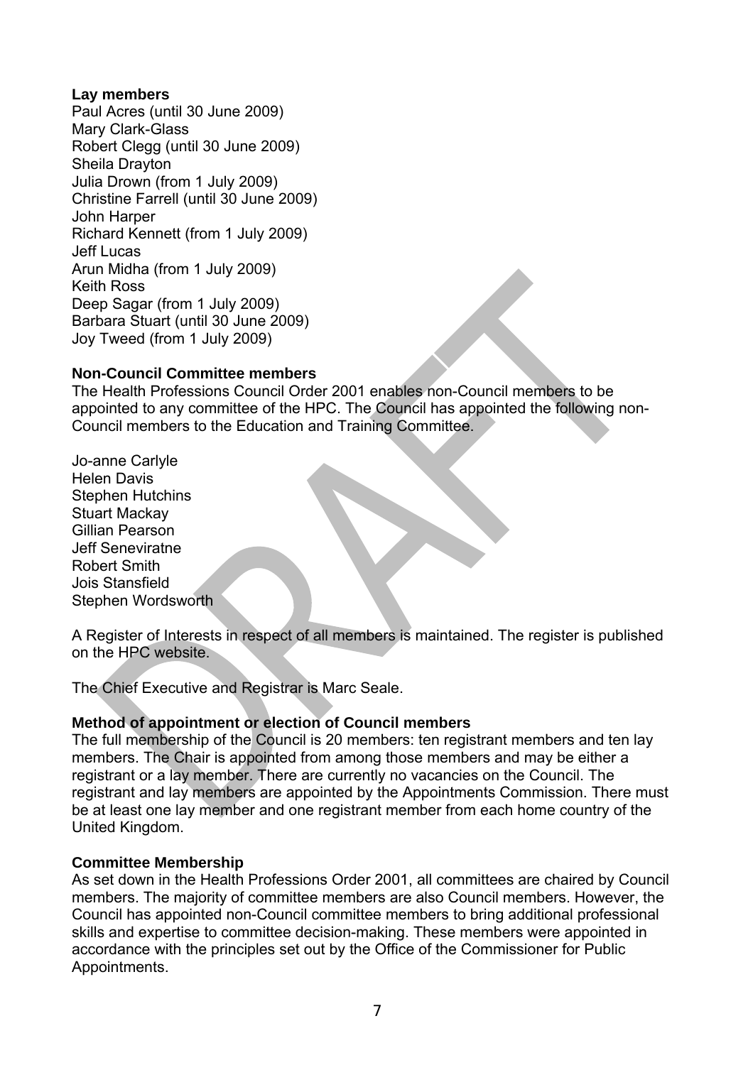**Lay members**

Paul Acres (until 30 June 2009)
Mary Clark-Glass
Robert Clegg (until 30 June 2009)
Sheila Drayton
Julia Drown (from 1 July 2009)
Christine Farrell (until 30 June 2009)
John Harper
Richard Kennett (from 1 July 2009)
Jeff Lucas
Arun Midha (from 1 July 2009)
Keith Ross
Deep Sagar (from 1 July 2009)
Barbara Stuart (until 30 June 2009)
Joy Tweed (from 1 July 2009)

**Non-Council Committee members**

The Health Professions Council Order 2001 enables non-Council members to be appointed to any committee of the HPC. The Council has appointed the following non-Council members to the Education and Training Committee.

Jo-anne Carlyle
Helen Davis
Stephen Hutchins
Stuart Mackay
Gillian Pearson
Jeff Seneviratne
Robert Smith
Jois Stansfield
Stephen Wordsworth

A Register of Interests in respect of all members is maintained. The register is published on the HPC website.

The Chief Executive and Registrar is Marc Seale.

**Method of appointment or election of Council members**

The full membership of the Council is 20 members: ten registrant members and ten lay members. The Chair is appointed from among those members and may be either a registrant or a lay member. There are currently no vacancies on the Council. The registrant and lay members are appointed by the Appointments Commission. There must be at least one lay member and one registrant member from each home country of the United Kingdom.

**Committee Membership**

As set down in the Health Professions Order 2001, all committees are chaired by Council members. The majority of committee members are also Council members. However, the Council has appointed non-Council committee members to bring additional professional skills and expertise to committee decision-making. These members were appointed in accordance with the principles set out by the Office of the Commissioner for Public Appointments.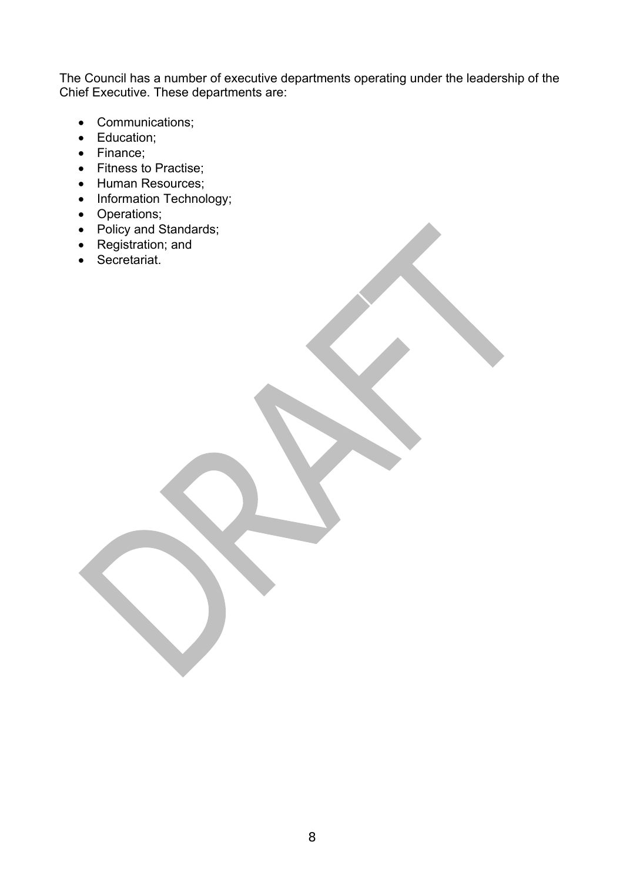The Council has a number of executive departments operating under the leadership of the Chief Executive. These departments are:

- Communications;
- Education;
- Finance;
- Fitness to Practise;
- Human Resources;
- Information Technology;
- Operations;
- Policy and Standards;
- Registration; and
- Secretariat.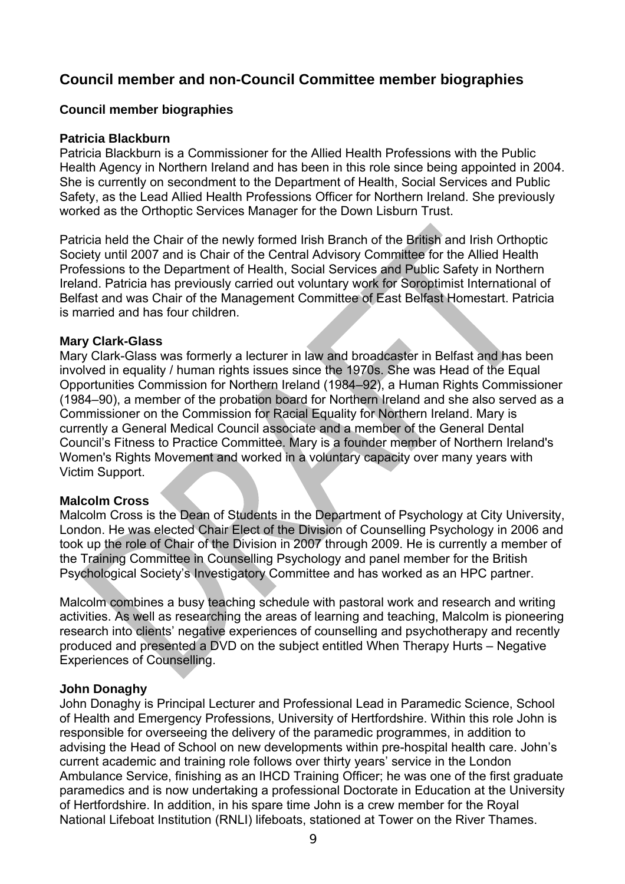# Council member and non-Council Committee member biographies

## Council member biographies

### Patricia Blackburn

Patricia Blackburn is a Commissioner for the Allied Health Professions with the Public Health Agency in Northern Ireland and has been in this role since being appointed in 2004. She is currently on secondment to the Department of Health, Social Services and Public Safety, as the Lead Allied Health Professions Officer for Northern Ireland. She previously worked as the Orthoptic Services Manager for the Down Lisburn Trust.

Patricia held the Chair of the newly formed Irish Branch of the British and Irish Orthoptic Society until 2007 and is Chair of the Central Advisory Committee for the Allied Health Professions to the Department of Health, Social Services and Public Safety in Northern Ireland. Patricia has previously carried out voluntary work for Soroptimist International of Belfast and was Chair of the Management Committee of East Belfast Homestart. Patricia is married and has four children.

### Mary Clark-Glass

Mary Clark-Glass was formerly a lecturer in law and broadcaster in Belfast and has been involved in equality / human rights issues since the 1970s. She was Head of the Equal Opportunities Commission for Northern Ireland (1984–92), a Human Rights Commissioner (1984–90), a member of the probation board for Northern Ireland and she also served as a Commissioner on the Commission for Racial Equality for Northern Ireland. Mary is currently a General Medical Council associate and a member of the General Dental Council's Fitness to Practice Committee. Mary is a founder member of Northern Ireland's Women's Rights Movement and worked in a voluntary capacity over many years with Victim Support.

### Malcolm Cross

Malcolm Cross is the Dean of Students in the Department of Psychology at City University, London. He was elected Chair Elect of the Division of Counselling Psychology in 2006 and took up the role of Chair of the Division in 2007 through 2009. He is currently a member of the Training Committee in Counselling Psychology and panel member for the British Psychological Society's Investigatory Committee and has worked as an HPC partner.

Malcolm combines a busy teaching schedule with pastoral work and research and writing activities. As well as researching the areas of learning and teaching, Malcolm is pioneering research into clients' negative experiences of counselling and psychotherapy and recently produced and presented a DVD on the subject entitled When Therapy Hurts – Negative Experiences of Counselling.

### John Donaghy

John Donaghy is Principal Lecturer and Professional Lead in Paramedic Science, School of Health and Emergency Professions, University of Hertfordshire. Within this role John is responsible for overseeing the delivery of the paramedic programmes, in addition to advising the Head of School on new developments within pre-hospital health care. John's current academic and training role follows over thirty years' service in the London Ambulance Service, finishing as an IHCD Training Officer; he was one of the first graduate paramedics and is now undertaking a professional Doctorate in Education at the University of Hertfordshire. In addition, in his spare time John is a crew member for the Royal National Lifeboat Institution (RNLI) lifeboats, stationed at Tower on the River Thames.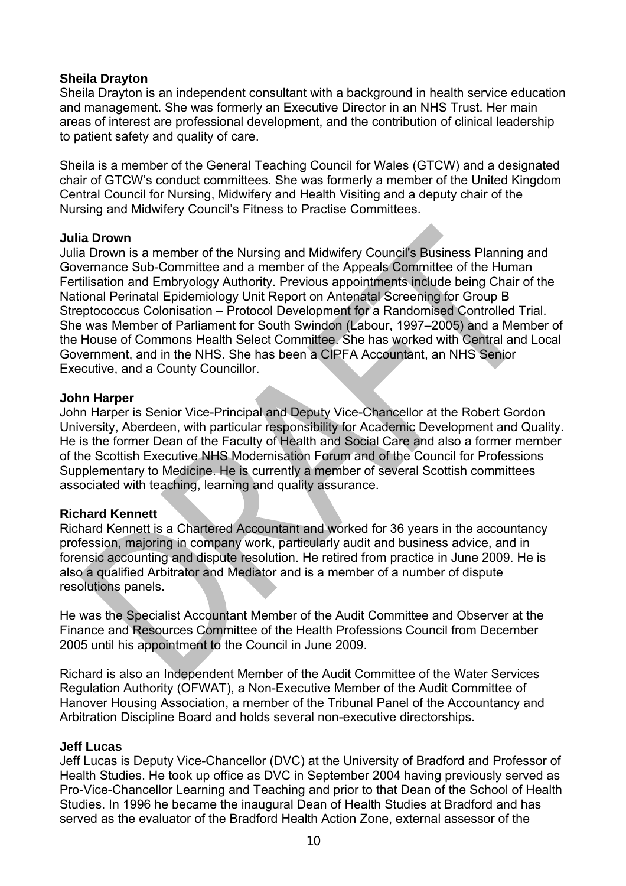**Sheila Drayton**
Sheila Drayton is an independent consultant with a background in health service education and management. She was formerly an Executive Director in an NHS Trust. Her main areas of interest are professional development, and the contribution of clinical leadership to patient safety and quality of care.

Sheila is a member of the General Teaching Council for Wales (GTCW) and a designated chair of GTCW's conduct committees. She was formerly a member of the United Kingdom Central Council for Nursing, Midwifery and Health Visiting and a deputy chair of the Nursing and Midwifery Council's Fitness to Practise Committees.

**Julia Drown**
Julia Drown is a member of the Nursing and Midwifery Council's Business Planning and Governance Sub-Committee and a member of the Appeals Committee of the Human Fertilisation and Embryology Authority. Previous appointments include being Chair of the National Perinatal Epidemiology Unit Report on Antenatal Screening for Group B Streptococcus Colonisation – Protocol Development for a Randomised Controlled Trial. She was Member of Parliament for South Swindon (Labour, 1997–2005) and a Member of the House of Commons Health Select Committee. She has worked with Central and Local Government, and in the NHS. She has been a CIPFA Accountant, an NHS Senior Executive, and a County Councillor.

**John Harper**
John Harper is Senior Vice-Principal and Deputy Vice-Chancellor at the Robert Gordon University, Aberdeen, with particular responsibility for Academic Development and Quality. He is the former Dean of the Faculty of Health and Social Care and also a former member of the Scottish Executive NHS Modernisation Forum and of the Council for Professions Supplementary to Medicine. He is currently a member of several Scottish committees associated with teaching, learning and quality assurance.

**Richard Kennett**
Richard Kennett is a Chartered Accountant and worked for 36 years in the accountancy profession, majoring in company work, particularly audit and business advice, and in forensic accounting and dispute resolution. He retired from practice in June 2009. He is also a qualified Arbitrator and Mediator and is a member of a number of dispute resolutions panels.

He was the Specialist Accountant Member of the Audit Committee and Observer at the Finance and Resources Committee of the Health Professions Council from December 2005 until his appointment to the Council in June 2009.

Richard is also an Independent Member of the Audit Committee of the Water Services Regulation Authority (OFWAT), a Non-Executive Member of the Audit Committee of Hanover Housing Association, a member of the Tribunal Panel of the Accountancy and Arbitration Discipline Board and holds several non-executive directorships.

**Jeff Lucas**
Jeff Lucas is Deputy Vice-Chancellor (DVC) at the University of Bradford and Professor of Health Studies. He took up office as DVC in September 2004 having previously served as Pro-Vice-Chancellor Learning and Teaching and prior to that Dean of the School of Health Studies. In 1996 he became the inaugural Dean of Health Studies at Bradford and has served as the evaluator of the Bradford Health Action Zone, external assessor of the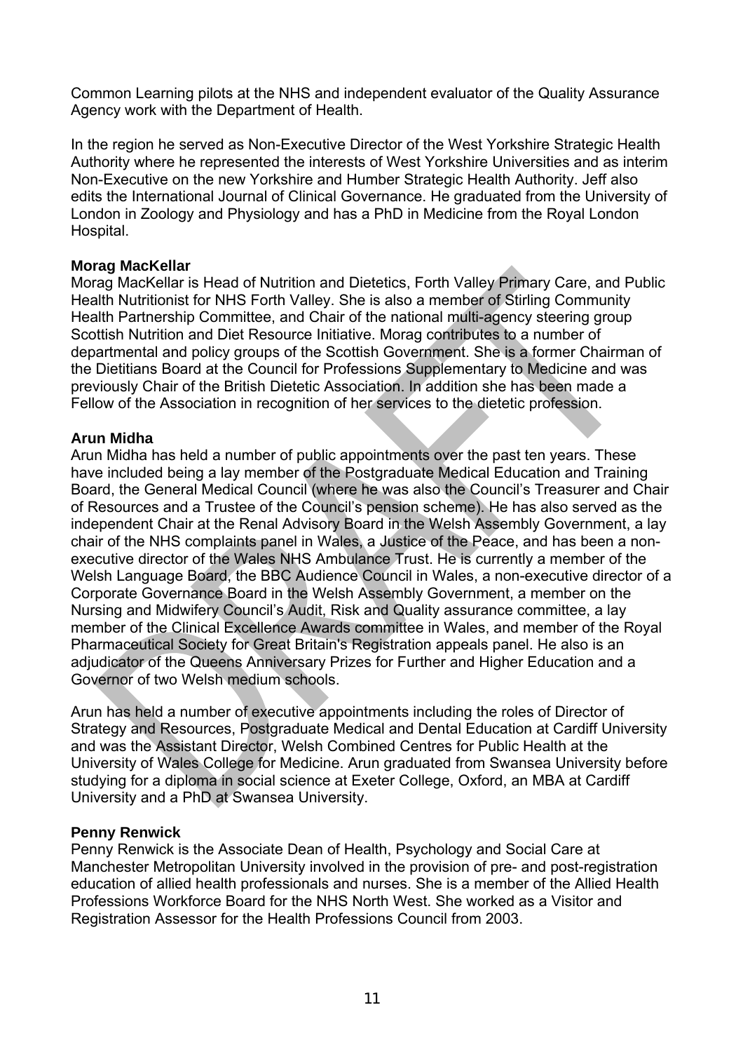Common Learning pilots at the NHS and independent evaluator of the Quality Assurance Agency work with the Department of Health.

In the region he served as Non-Executive Director of the West Yorkshire Strategic Health Authority where he represented the interests of West Yorkshire Universities and as interim Non-Executive on the new Yorkshire and Humber Strategic Health Authority. Jeff also edits the International Journal of Clinical Governance. He graduated from the University of London in Zoology and Physiology and has a PhD in Medicine from the Royal London Hospital.

**Morag MacKellar**
Morag MacKellar is Head of Nutrition and Dietetics, Forth Valley Primary Care, and Public Health Nutritionist for NHS Forth Valley. She is also a member of Stirling Community Health Partnership Committee, and Chair of the national multi-agency steering group Scottish Nutrition and Diet Resource Initiative. Morag contributes to a number of departmental and policy groups of the Scottish Government. She is a former Chairman of the Dietitians Board at the Council for Professions Supplementary to Medicine and was previously Chair of the British Dietetic Association. In addition she has been made a Fellow of the Association in recognition of her services to the dietetic profession.

**Arun Midha**
Arun Midha has held a number of public appointments over the past ten years. These have included being a lay member of the Postgraduate Medical Education and Training Board, the General Medical Council (where he was also the Council's Treasurer and Chair of Resources and a Trustee of the Council's pension scheme). He has also served as the independent Chair at the Renal Advisory Board in the Welsh Assembly Government, a lay chair of the NHS complaints panel in Wales, a Justice of the Peace, and has been a non-executive director of the Wales NHS Ambulance Trust. He is currently a member of the Welsh Language Board, the BBC Audience Council in Wales, a non-executive director of a Corporate Governance Board in the Welsh Assembly Government, a member on the Nursing and Midwifery Council's Audit, Risk and Quality assurance committee, a lay member of the Clinical Excellence Awards committee in Wales, and member of the Royal Pharmaceutical Society for Great Britain's Registration appeals panel. He also is an adjudicator of the Queens Anniversary Prizes for Further and Higher Education and a Governor of two Welsh medium schools.

Arun has held a number of executive appointments including the roles of Director of Strategy and Resources, Postgraduate Medical and Dental Education at Cardiff University and was the Assistant Director, Welsh Combined Centres for Public Health at the University of Wales College for Medicine. Arun graduated from Swansea University before studying for a diploma in social science at Exeter College, Oxford, an MBA at Cardiff University and a PhD at Swansea University.

**Penny Renwick**
Penny Renwick is the Associate Dean of Health, Psychology and Social Care at Manchester Metropolitan University involved in the provision of pre- and post-registration education of allied health professionals and nurses. She is a member of the Allied Health Professions Workforce Board for the NHS North West. She worked as a Visitor and Registration Assessor for the Health Professions Council from 2003.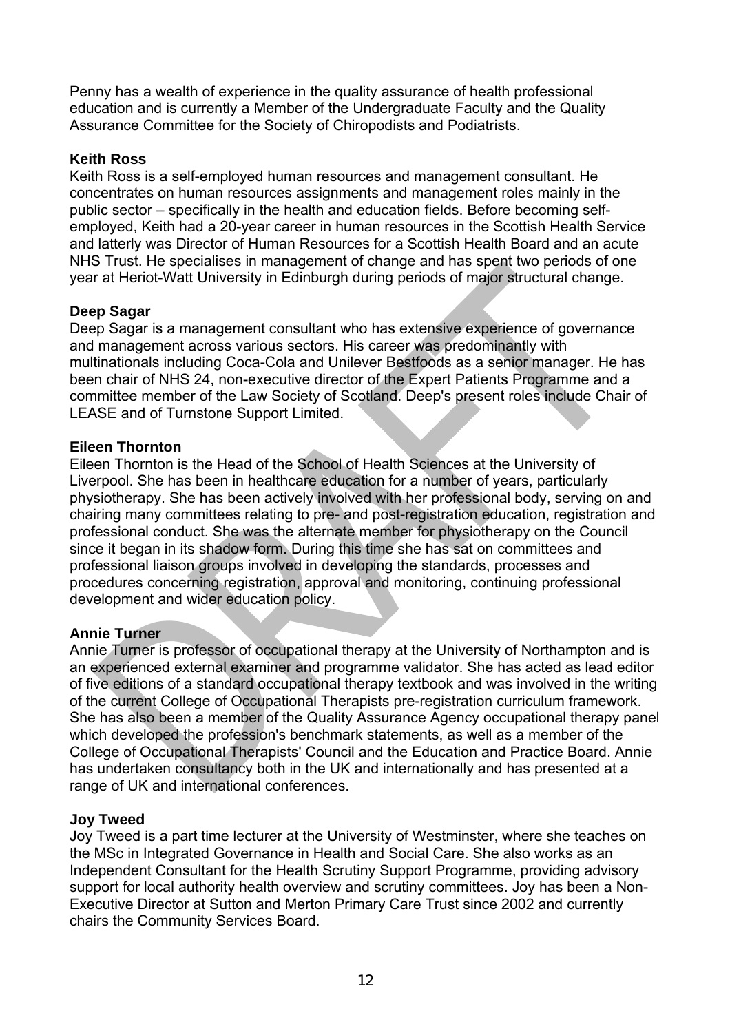Penny has a wealth of experience in the quality assurance of health professional education and is currently a Member of the Undergraduate Faculty and the Quality Assurance Committee for the Society of Chiropodists and Podiatrists.

**Keith Ross**

Keith Ross is a self-employed human resources and management consultant. He concentrates on human resources assignments and management roles mainly in the public sector – specifically in the health and education fields. Before becoming self-employed, Keith had a 20-year career in human resources in the Scottish Health Service and latterly was Director of Human Resources for a Scottish Health Board and an acute NHS Trust. He specialises in management of change and has spent two periods of one year at Heriot-Watt University in Edinburgh during periods of major structural change.

**Deep Sagar**

Deep Sagar is a management consultant who has extensive experience of governance and management across various sectors. His career was predominantly with multinationals including Coca-Cola and Unilever Bestfoods as a senior manager. He has been chair of NHS 24, non-executive director of the Expert Patients Programme and a committee member of the Law Society of Scotland. Deep's present roles include Chair of LEASE and of Turnstone Support Limited.

**Eileen Thornton**

Eileen Thornton is the Head of the School of Health Sciences at the University of Liverpool. She has been in healthcare education for a number of years, particularly physiotherapy. She has been actively involved with her professional body, serving on and chairing many committees relating to pre- and post-registration education, registration and professional conduct. She was the alternate member for physiotherapy on the Council since it began in its shadow form. During this time she has sat on committees and professional liaison groups involved in developing the standards, processes and procedures concerning registration, approval and monitoring, continuing professional development and wider education policy.

**Annie Turner**

Annie Turner is professor of occupational therapy at the University of Northampton and is an experienced external examiner and programme validator. She has acted as lead editor of five editions of a standard occupational therapy textbook and was involved in the writing of the current College of Occupational Therapists pre-registration curriculum framework. She has also been a member of the Quality Assurance Agency occupational therapy panel which developed the profession's benchmark statements, as well as a member of the College of Occupational Therapists' Council and the Education and Practice Board. Annie has undertaken consultancy both in the UK and internationally and has presented at a range of UK and international conferences.

**Joy Tweed**

Joy Tweed is a part time lecturer at the University of Westminster, where she teaches on the MSc in Integrated Governance in Health and Social Care. She also works as an Independent Consultant for the Health Scrutiny Support Programme, providing advisory support for local authority health overview and scrutiny committees. Joy has been a Non-Executive Director at Sutton and Merton Primary Care Trust since 2002 and currently chairs the Community Services Board.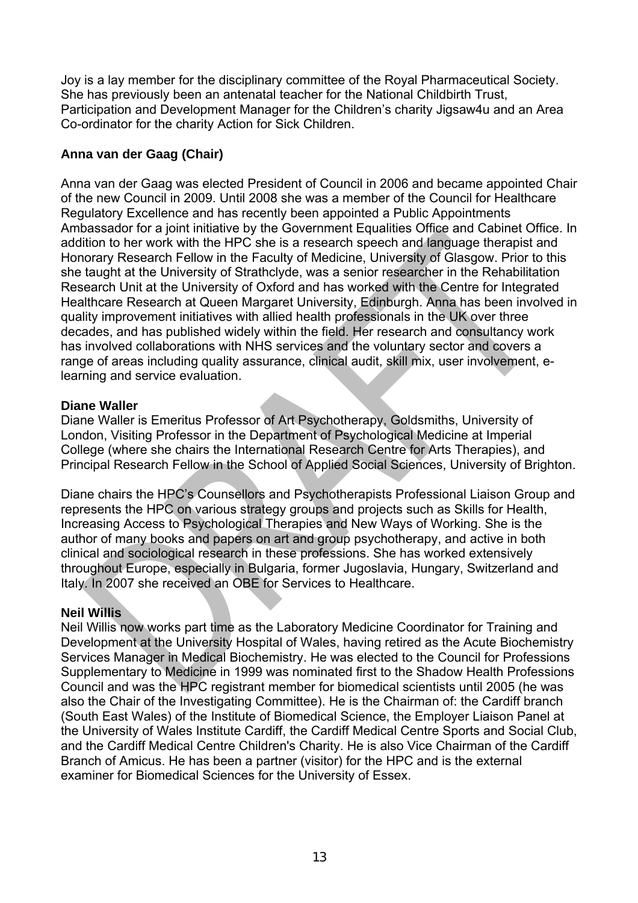Joy is a lay member for the disciplinary committee of the Royal Pharmaceutical Society. She has previously been an antenatal teacher for the National Childbirth Trust, Participation and Development Manager for the Children's charity Jigsaw4u and an Area Co-ordinator for the charity Action for Sick Children.

**Anna van der Gaag (Chair)**

Anna van der Gaag was elected President of Council in 2006 and became appointed Chair of the new Council in 2009. Until 2008 she was a member of the Council for Healthcare Regulatory Excellence and has recently been appointed a Public Appointments Ambassador for a joint initiative by the Government Equalities Office and Cabinet Office. In addition to her work with the HPC she is a research speech and language therapist and Honorary Research Fellow in the Faculty of Medicine, University of Glasgow. Prior to this she taught at the University of Strathclyde, was a senior researcher in the Rehabilitation Research Unit at the University of Oxford and has worked with the Centre for Integrated Healthcare Research at Queen Margaret University, Edinburgh. Anna has been involved in quality improvement initiatives with allied health professionals in the UK over three decades, and has published widely within the field. Her research and consultancy work has involved collaborations with NHS services and the voluntary sector and covers a range of areas including quality assurance, clinical audit, skill mix, user involvement, e-learning and service evaluation.

**Diane Waller**

Diane Waller is Emeritus Professor of Art Psychotherapy, Goldsmiths, University of London, Visiting Professor in the Department of Psychological Medicine at Imperial College (where she chairs the International Research Centre for Arts Therapies), and Principal Research Fellow in the School of Applied Social Sciences, University of Brighton.

Diane chairs the HPC's Counsellors and Psychotherapists Professional Liaison Group and represents the HPC on various strategy groups and projects such as Skills for Health, Increasing Access to Psychological Therapies and New Ways of Working. She is the author of many books and papers on art and group psychotherapy, and active in both clinical and sociological research in these professions. She has worked extensively throughout Europe, especially in Bulgaria, former Jugoslavia, Hungary, Switzerland and Italy. In 2007 she received an OBE for Services to Healthcare.

**Neil Willis**

Neil Willis now works part time as the Laboratory Medicine Coordinator for Training and Development at the University Hospital of Wales, having retired as the Acute Biochemistry Services Manager in Medical Biochemistry. He was elected to the Council for Professions Supplementary to Medicine in 1999 was nominated first to the Shadow Health Professions Council and was the HPC registrant member for biomedical scientists until 2005 (he was also the Chair of the Investigating Committee). He is the Chairman of: the Cardiff branch (South East Wales) of the Institute of Biomedical Science, the Employer Liaison Panel at the University of Wales Institute Cardiff, the Cardiff Medical Centre Sports and Social Club, and the Cardiff Medical Centre Children's Charity. He is also Vice Chairman of the Cardiff Branch of Amicus. He has been a partner (visitor) for the HPC and is the external examiner for Biomedical Sciences for the University of Essex.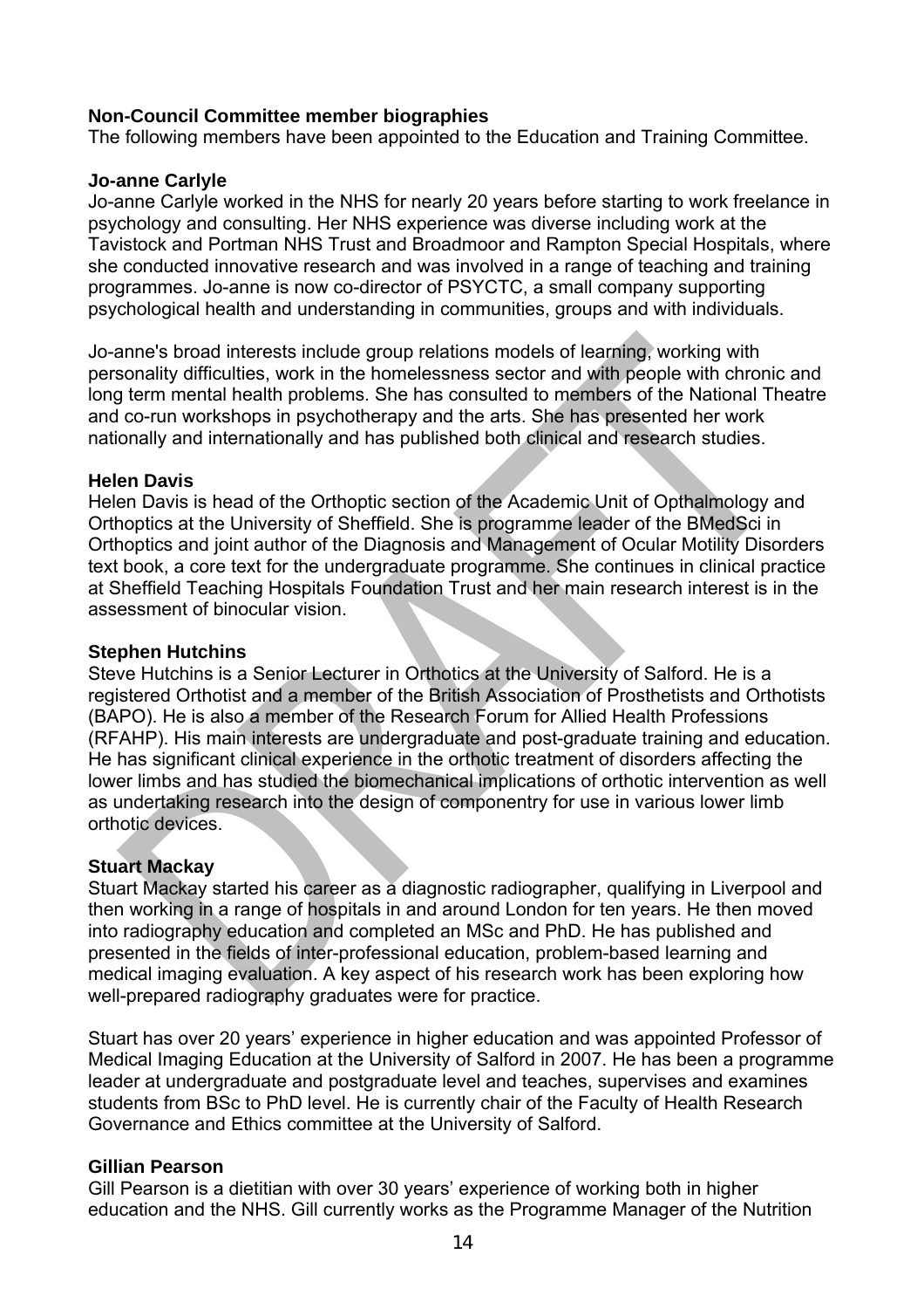**Non-Council Committee member biographies**

The following members have been appointed to the Education and Training Committee.

**Jo-anne Carlyle**

Jo-anne Carlyle worked in the NHS for nearly 20 years before starting to work freelance in psychology and consulting. Her NHS experience was diverse including work at the Tavistock and Portman NHS Trust and Broadmoor and Rampton Special Hospitals, where she conducted innovative research and was involved in a range of teaching and training programmes. Jo-anne is now co-director of PSYCTC, a small company supporting psychological health and understanding in communities, groups and with individuals.

Jo-anne's broad interests include group relations models of learning, working with personality difficulties, work in the homelessness sector and with people with chronic and long term mental health problems. She has consulted to members of the National Theatre and co-run workshops in psychotherapy and the arts. She has presented her work nationally and internationally and has published both clinical and research studies.

**Helen Davis**

Helen Davis is head of the Orthoptic section of the Academic Unit of Opthalmology and Orthoptics at the University of Sheffield. She is programme leader of the BMedSci in Orthoptics and joint author of the Diagnosis and Management of Ocular Motility Disorders text book, a core text for the undergraduate programme. She continues in clinical practice at Sheffield Teaching Hospitals Foundation Trust and her main research interest is in the assessment of binocular vision.

**Stephen Hutchins**

Steve Hutchins is a Senior Lecturer in Orthotics at the University of Salford. He is a registered Orthotist and a member of the British Association of Prosthetists and Orthotists (BAPO). He is also a member of the Research Forum for Allied Health Professions (RFAHP). His main interests are undergraduate and post-graduate training and education. He has significant clinical experience in the orthotic treatment of disorders affecting the lower limbs and has studied the biomechanical implications of orthotic intervention as well as undertaking research into the design of componentry for use in various lower limb orthotic devices.

**Stuart Mackay**

Stuart Mackay started his career as a diagnostic radiographer, qualifying in Liverpool and then working in a range of hospitals in and around London for ten years. He then moved into radiography education and completed an MSc and PhD. He has published and presented in the fields of inter-professional education, problem-based learning and medical imaging evaluation. A key aspect of his research work has been exploring how well-prepared radiography graduates were for practice.

Stuart has over 20 years' experience in higher education and was appointed Professor of Medical Imaging Education at the University of Salford in 2007. He has been a programme leader at undergraduate and postgraduate level and teaches, supervises and examines students from BSc to PhD level. He is currently chair of the Faculty of Health Research Governance and Ethics committee at the University of Salford.

**Gillian Pearson**

Gill Pearson is a dietitian with over 30 years' experience of working both in higher education and the NHS. Gill currently works as the Programme Manager of the Nutrition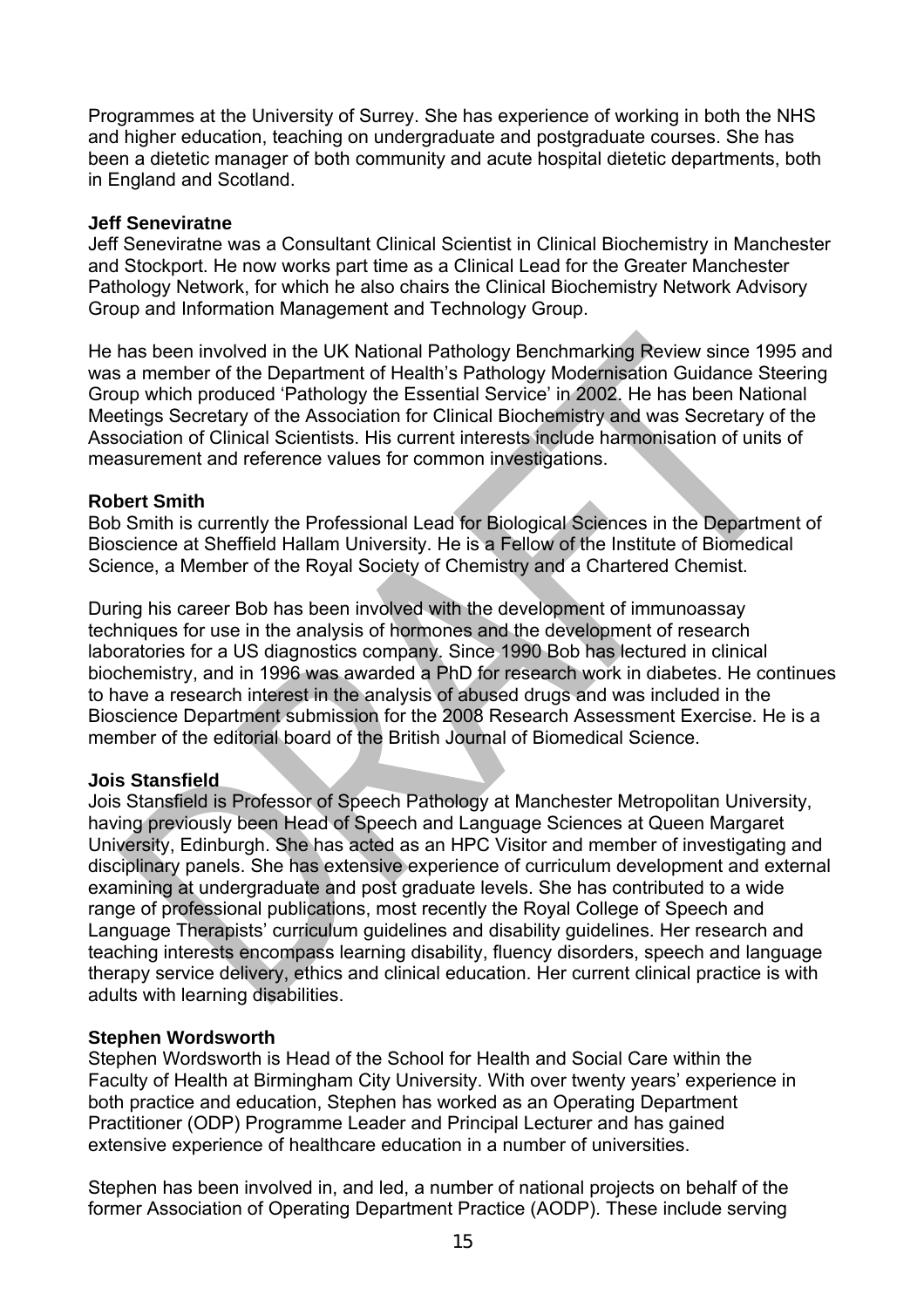Programmes at the University of Surrey. She has experience of working in both the NHS and higher education, teaching on undergraduate and postgraduate courses. She has been a dietetic manager of both community and acute hospital dietetic departments, both in England and Scotland.

**Jeff Seneviratne**

Jeff Seneviratne was a Consultant Clinical Scientist in Clinical Biochemistry in Manchester and Stockport. He now works part time as a Clinical Lead for the Greater Manchester Pathology Network, for which he also chairs the Clinical Biochemistry Network Advisory Group and Information Management and Technology Group.

He has been involved in the UK National Pathology Benchmarking Review since 1995 and was a member of the Department of Health's Pathology Modernisation Guidance Steering Group which produced 'Pathology the Essential Service' in 2002. He has been National Meetings Secretary of the Association for Clinical Biochemistry and was Secretary of the Association of Clinical Scientists. His current interests include harmonisation of units of measurement and reference values for common investigations.

**Robert Smith**

Bob Smith is currently the Professional Lead for Biological Sciences in the Department of Bioscience at Sheffield Hallam University. He is a Fellow of the Institute of Biomedical Science, a Member of the Royal Society of Chemistry and a Chartered Chemist.

During his career Bob has been involved with the development of immunoassay techniques for use in the analysis of hormones and the development of research laboratories for a US diagnostics company. Since 1990 Bob has lectured in clinical biochemistry, and in 1996 was awarded a PhD for research work in diabetes. He continues to have a research interest in the analysis of abused drugs and was included in the Bioscience Department submission for the 2008 Research Assessment Exercise. He is a member of the editorial board of the British Journal of Biomedical Science.

**Jois Stansfield**

Jois Stansfield is Professor of Speech Pathology at Manchester Metropolitan University, having previously been Head of Speech and Language Sciences at Queen Margaret University, Edinburgh. She has acted as an HPC Visitor and member of investigating and disciplinary panels. She has extensive experience of curriculum development and external examining at undergraduate and post graduate levels. She has contributed to a wide range of professional publications, most recently the Royal College of Speech and Language Therapists' curriculum guidelines and disability guidelines. Her research and teaching interests encompass learning disability, fluency disorders, speech and language therapy service delivery, ethics and clinical education. Her current clinical practice is with adults with learning disabilities.

**Stephen Wordsworth**

Stephen Wordsworth is Head of the School for Health and Social Care within the Faculty of Health at Birmingham City University. With over twenty years' experience in both practice and education, Stephen has worked as an Operating Department Practitioner (ODP) Programme Leader and Principal Lecturer and has gained extensive experience of healthcare education in a number of universities.

Stephen has been involved in, and led, a number of national projects on behalf of the former Association of Operating Department Practice (AODP). These include serving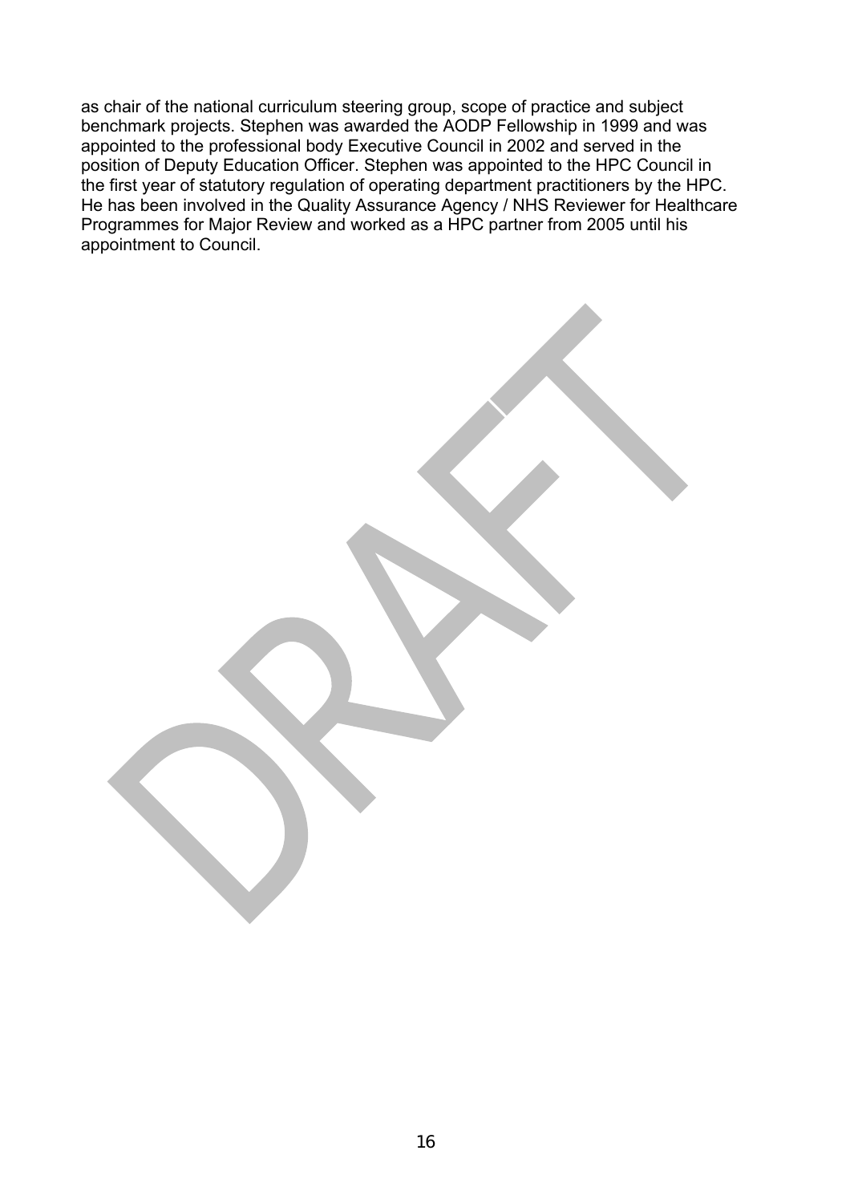as chair of the national curriculum steering group, scope of practice and subject benchmark projects. Stephen was awarded the AODP Fellowship in 1999 and was appointed to the professional body Executive Council in 2002 and served in the position of Deputy Education Officer. Stephen was appointed to the HPC Council in the first year of statutory regulation of operating department practitioners by the HPC. He has been involved in the Quality Assurance Agency / NHS Reviewer for Healthcare Programmes for Major Review and worked as a HPC partner from 2005 until his appointment to Council.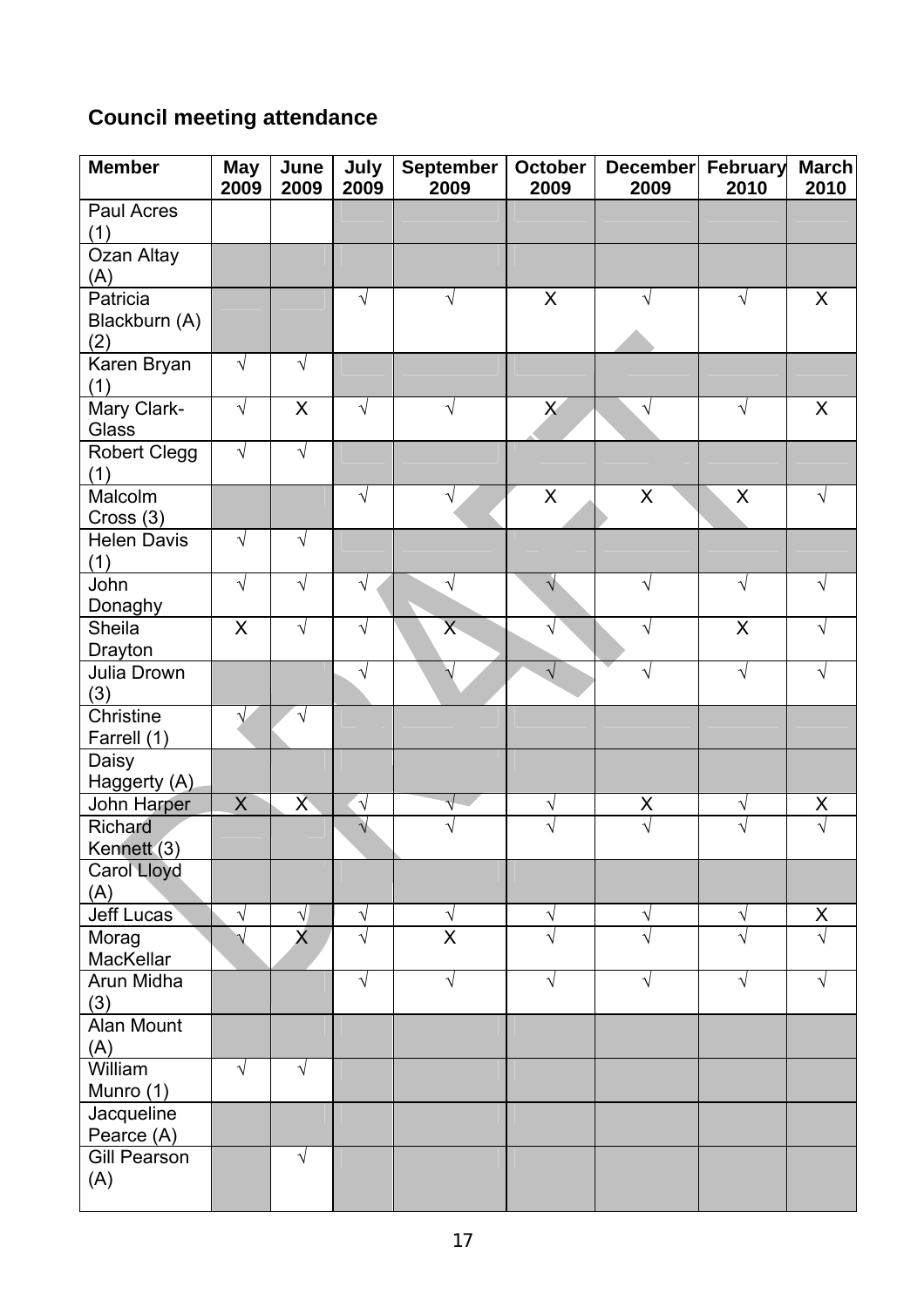## Council meeting attendance

| Member | May 2009 | June 2009 | July 2009 | September 2009 | October 2009 | December 2009 | February 2010 | March 2010 |
|---|---|---|---|---|---|---|---|---|
| Paul Acres (1) | | | | | | | | |
| Ozan Altay (A) | | | | | | | | |
| Patricia Blackburn (A) (2) | | | √ | √ | X | √ | √ | X |
| Karen Bryan (1) | √ | √ | | | | | | |
| Mary Clark-Glass | √ | X | √ | √ | X | √ | √ | X |
| Robert Clegg (1) | √ | √ | | | | | | |
| Malcolm Cross (3) | | | √ | √ | X | X | X | √ |
| Helen Davis (1) | √ | √ | | | | | | |
| John Donaghy | √ | √ | √ | √ | √ | √ | √ | √ |
| Sheila Drayton | X | √ | √ | X | √ | √ | X | √ |
| Julia Drown (3) | | | √ | √ | √ | √ | √ | √ |
| Christine Farrell (1) | √ | √ | | | | | | |
| Daisy Haggerty (A) | | | | | | | | |
| John Harper | X | X | √ | √ | √ | X | √ | X |
| Richard Kennett (3) | | | √ | √ | √ | √ | √ | √ |
| Carol Lloyd (A) | | | | | | | | |
| Jeff Lucas | √ | √ | √ | √ | √ | √ | √ | X |
| Morag MacKellar | √ | X | √ | X | √ | √ | √ | √ |
| Arun Midha (3) | | | √ | √ | √ | √ | √ | √ |
| Alan Mount (A) | | | | | | | | |
| William Munro (1) | √ | √ | | | | | | |
| Jacqueline Pearce (A) | | | | | | | | |
| Gill Pearson (A) | | √ | | | | | | |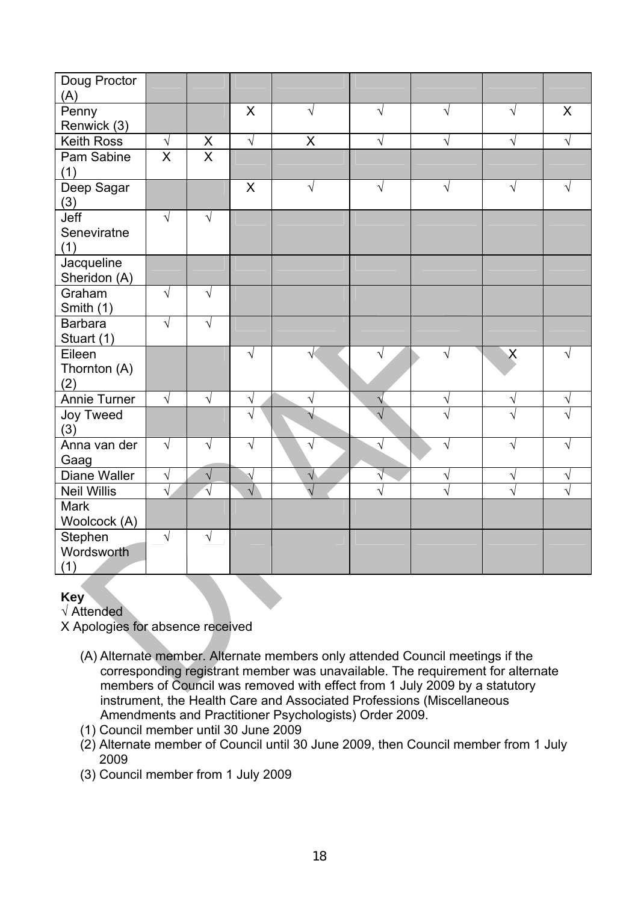| | | | | | | | | |
|---|---|---|---|---|---|---|---|---|
| Doug Proctor (A) | | | | | | | | |
| Penny Renwick (3) | | | X | √ | √ | √ | √ | X |
| Keith Ross | √ | X | √ | X | √ | √ | √ | √ |
| Pam Sabine (1) | X | X | | | | | | |
| Deep Sagar (3) | | | X | √ | √ | √ | √ | √ |
| Jeff Seneviratne (1) | √ | √ | | | | | | |
| Jacqueline Sheridon (A) | | | | | | | | |
| Graham Smith (1) | √ | √ | | | | | | |
| Barbara Stuart (1) | √ | √ | | | | | | |
| Eileen Thornton (A) (2) | | | √ | √ | √ | √ | X | √ |
| Annie Turner | √ | √ | √ | √ | √ | √ | √ | √ |
| Joy Tweed (3) | | | √ | √ | √ | √ | √ | √ |
| Anna van der Gaag | √ | √ | √ | √ | √ | √ | √ | √ |
| Diane Waller | √ | √ | √ | √ | √ | √ | √ | √ |
| Neil Willis | √ | √ | √ | √ | √ | √ | √ | √ |
| Mark Woolcock (A) | | | | | | | | |
| Stephen Wordsworth (1) | √ | √ | | | | | | |

**Key**
√ Attended
X Apologies for absence received

(A) Alternate member. Alternate members only attended Council meetings if the corresponding registrant member was unavailable. The requirement for alternate members of Council was removed with effect from 1 July 2009 by a statutory instrument, the Health Care and Associated Professions (Miscellaneous Amendments and Practitioner Psychologists) Order 2009.
(1) Council member until 30 June 2009
(2) Alternate member of Council until 30 June 2009, then Council member from 1 July 2009
(3) Council member from 1 July 2009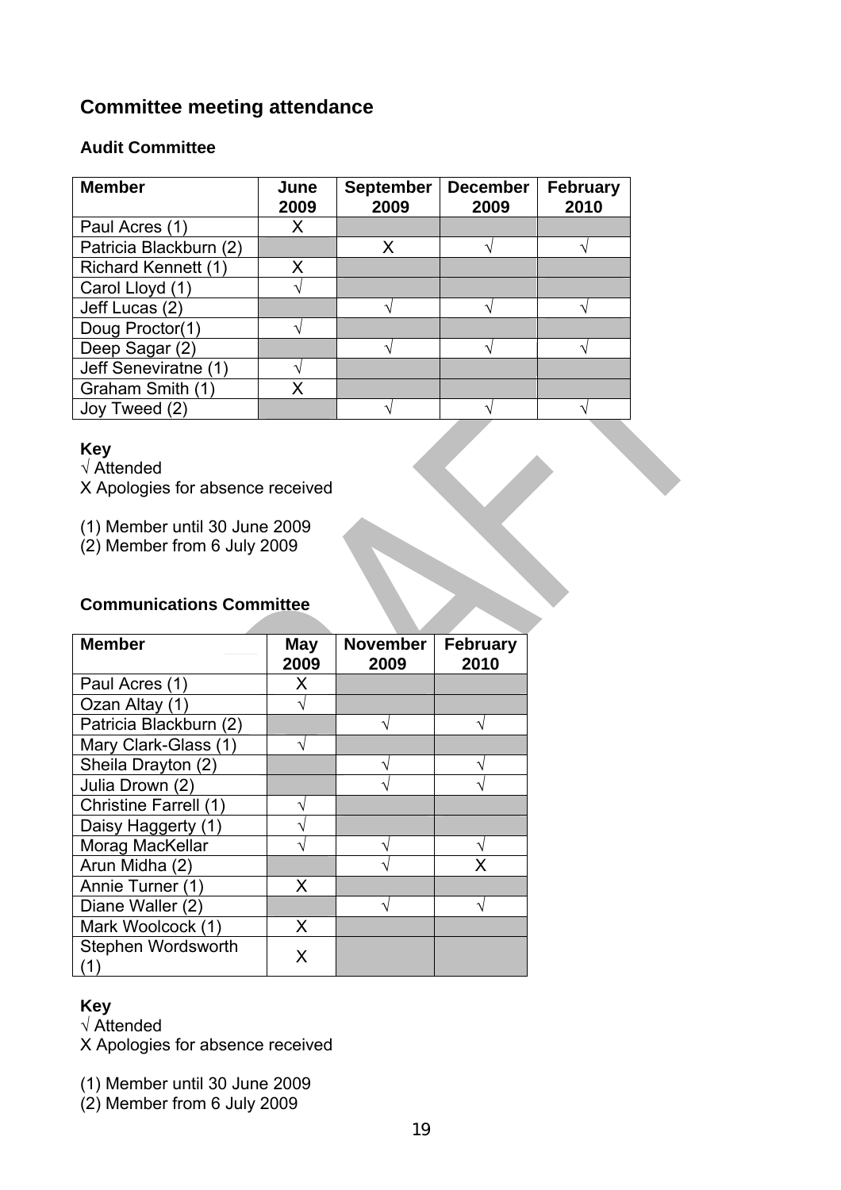## Committee meeting attendance

### Audit Committee

| Member | June 2009 | September 2009 | December 2009 | February 2010 |
|---|---|---|---|---|
| Paul Acres (1) | X | | | |
| Patricia Blackburn (2) | | X | √ | √ |
| Richard Kennett (1) | X | | | |
| Carol Lloyd (1) | √ | | | |
| Jeff Lucas (2) | | √ | √ | √ |
| Doug Proctor(1) | √ | | | |
| Deep Sagar (2) | | √ | √ | √ |
| Jeff Seneviratne (1) | √ | | | |
| Graham Smith (1) | X | | | |
| Joy Tweed (2) | | √ | √ | √ |

**Key**
√ Attended
X Apologies for absence received

(1) Member until 30 June 2009
(2) Member from 6 July 2009

### Communications Committee

| Member | May 2009 | November 2009 | February 2010 |
|---|---|---|---|
| Paul Acres (1) | X | | |
| Ozan Altay (1) | √ | | |
| Patricia Blackburn (2) | | √ | √ |
| Mary Clark-Glass (1) | √ | | |
| Sheila Drayton (2) | | √ | √ |
| Julia Drown (2) | | √ | √ |
| Christine Farrell (1) | √ | | |
| Daisy Haggerty (1) | √ | | |
| Morag MacKellar | √ | √ | √ |
| Arun Midha (2) | | √ | X |
| Annie Turner (1) | X | | |
| Diane Waller (2) | | √ | √ |
| Mark Woolcock (1) | X | | |
| Stephen Wordsworth (1) | X | | |

**Key**
√ Attended
X Apologies for absence received

(1) Member until 30 June 2009
(2) Member from 6 July 2009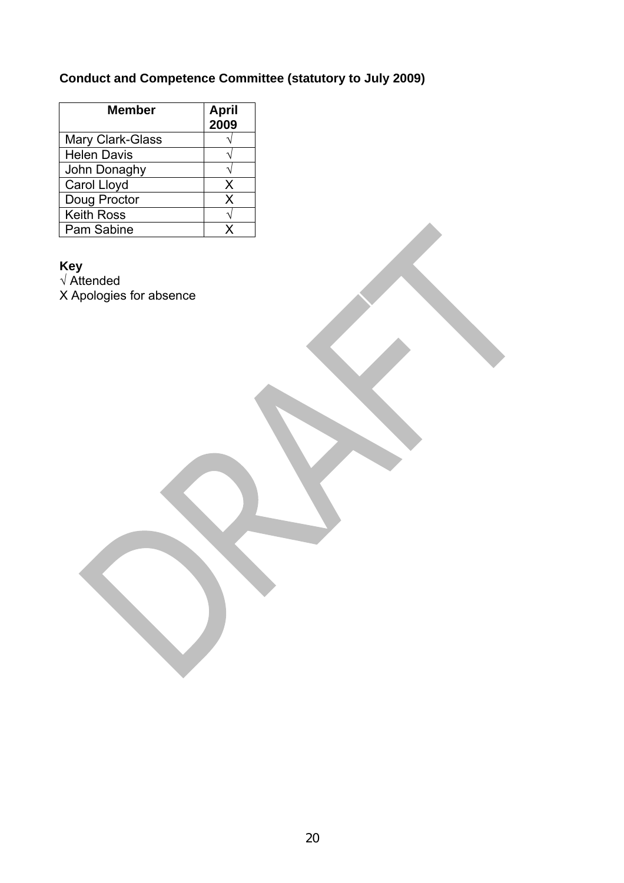**Conduct and Competence Committee (statutory to July 2009)**

| Member | April 2009 |
|---|---|
| Mary Clark-Glass | √ |
| Helen Davis | √ |
| John Donaghy | √ |
| Carol Lloyd | X |
| Doug Proctor | X |
| Keith Ross | √ |
| Pam Sabine | X |

**Key**

√ Attended

X Apologies for absence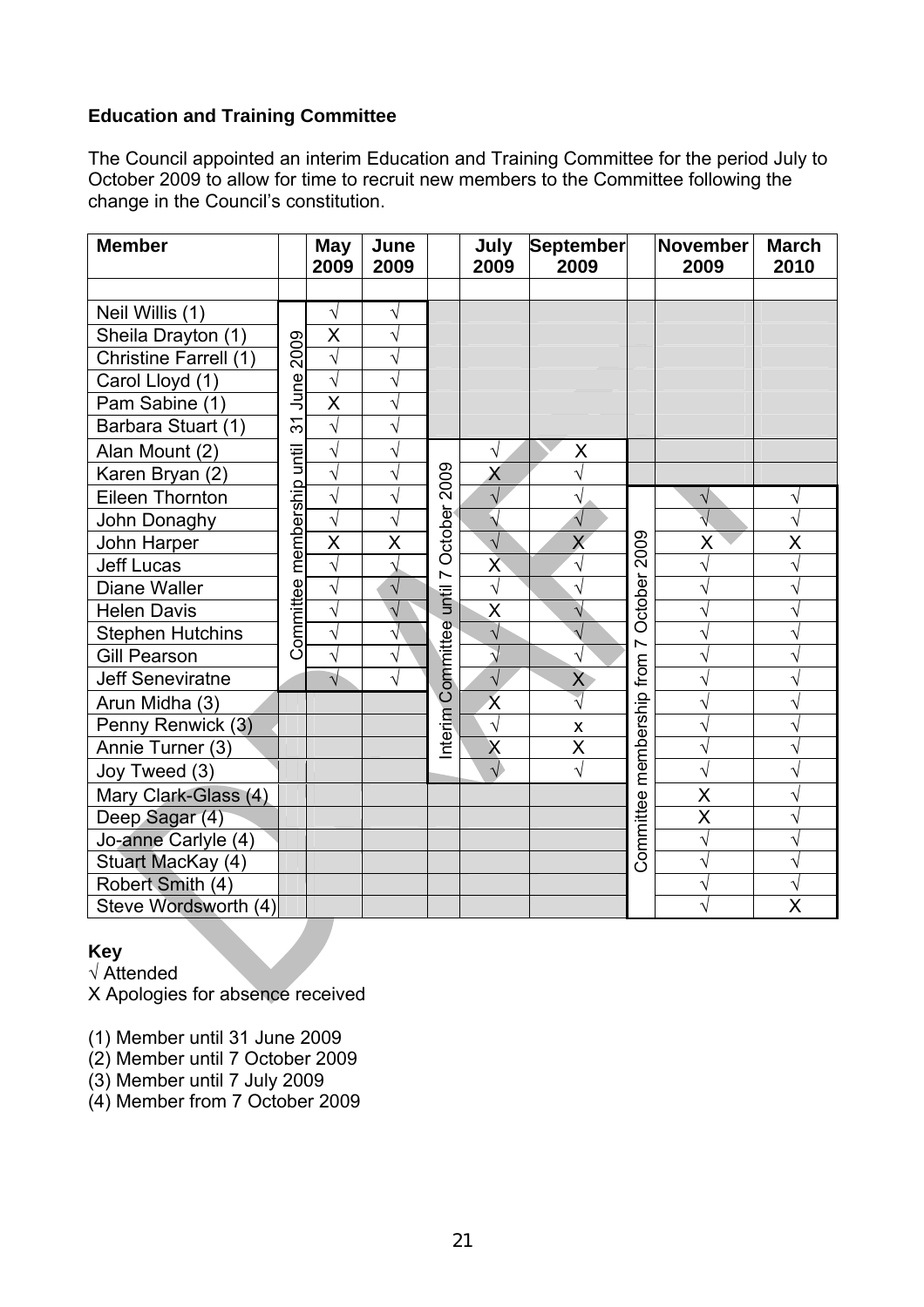**Education and Training Committee**

The Council appointed an interim Education and Training Committee for the period July to October 2009 to allow for time to recruit new members to the Committee following the change in the Council's constitution.

| Member | | May 2009 | June 2009 | | July 2009 | September 2009 | | November 2009 | March 2010 |
|---|---|---|---|---|---|---|---|---|---|
| Neil Willis (1) | Committee membership until 31 June 2009 | √ | √ | | | | | | |
| Sheila Drayton (1) | | X | √ | | | | | | |
| Christine Farrell (1) | | √ | √ | | | | | | |
| Carol Lloyd (1) | | √ | √ | | | | | | |
| Pam Sabine (1) | | X | √ | | | | | | |
| Barbara Stuart (1) | | √ | √ | | | | | | |
| Alan Mount (2) | | √ | √ | Interim Committee until 7 October 2009 | √ | X | | | |
| Karen Bryan (2) | | √ | √ | | X | √ | | | |
| Eileen Thornton | | √ | √ | | √ | √ | Committee membership from 7 October 2009 | √ | √ |
| John Donaghy | | √ | √ | | √ | √ | | √ | √ |
| John Harper | | X | X | | √ | X | | X | X |
| Jeff Lucas | | √ | √ | | X | √ | | √ | √ |
| Diane Waller | | √ | √ | | √ | √ | | √ | √ |
| Helen Davis | | √ | √ | | X | √ | | √ | √ |
| Stephen Hutchins | | √ | √ | | √ | √ | | √ | √ |
| Gill Pearson | | √ | √ | | √ | √ | | √ | √ |
| Jeff Seneviratne | | √ | √ | | √ | X | | √ | √ |
| Arun Midha (3) | | | | | X | √ | | √ | √ |
| Penny Renwick (3) | | | | | √ | x | | √ | √ |
| Annie Turner (3) | | | | | X | X | | √ | √ |
| Joy Tweed (3) | | | | | √ | √ | | √ | √ |
| Mary Clark-Glass (4) | | | | | | | | X | √ |
| Deep Sagar (4) | | | | | | | | X | √ |
| Jo-anne Carlyle (4) | | | | | | | | √ | √ |
| Stuart MacKay (4) | | | | | | | | √ | √ |
| Robert Smith (4) | | | | | | | | √ | √ |
| Steve Wordsworth (4) | | | | | | | | √ | X |

**Key**

√ Attended
X Apologies for absence received

(1) Member until 31 June 2009
(2) Member until 7 October 2009
(3) Member until 7 July 2009
(4) Member from 7 October 2009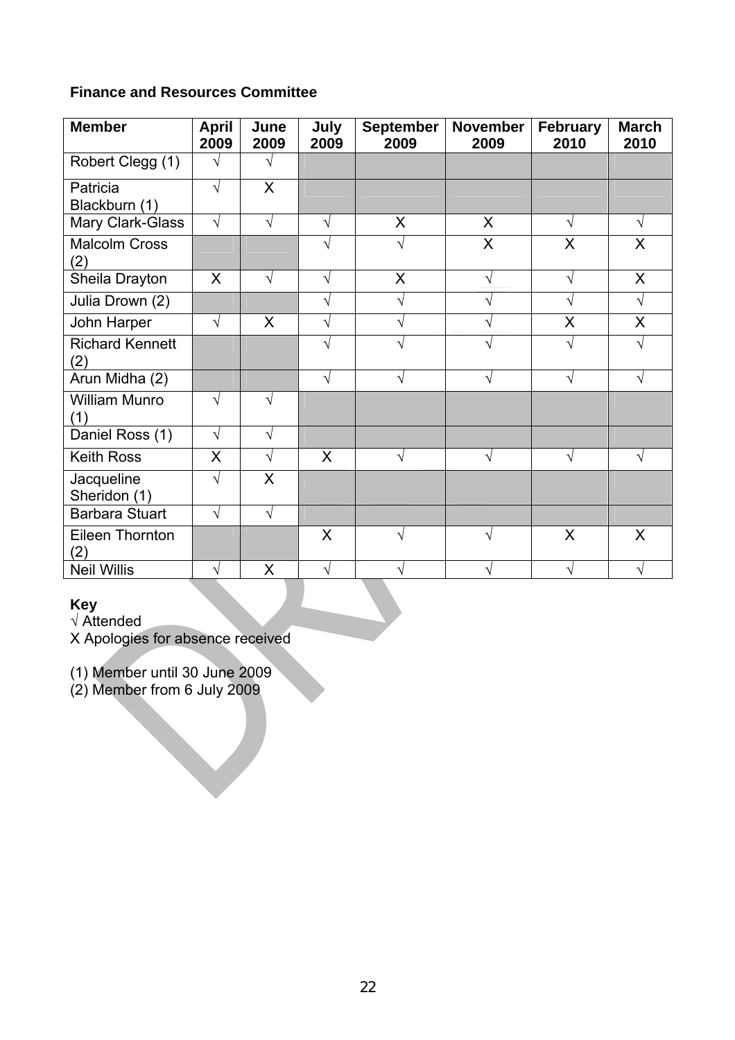**Finance and Resources Committee**

| Member | April 2009 | June 2009 | July 2009 | September 2009 | November 2009 | February 2010 | March 2010 |
|---|---|---|---|---|---|---|---|
| Robert Clegg (1) | √ | √ | | | | | |
| Patricia Blackburn (1) | √ | X | | | | | |
| Mary Clark-Glass | √ | √ | √ | X | X | √ | √ |
| Malcolm Cross (2) | | | √ | √ | X | X | X |
| Sheila Drayton | X | √ | √ | X | √ | √ | X |
| Julia Drown (2) | | | √ | √ | √ | √ | √ |
| John Harper | √ | X | √ | √ | √ | X | X |
| Richard Kennett (2) | | | √ | √ | √ | √ | √ |
| Arun Midha (2) | | | √ | √ | √ | √ | √ |
| William Munro (1) | √ | √ | | | | | |
| Daniel Ross (1) | √ | √ | | | | | |
| Keith Ross | X | √ | X | √ | √ | √ | √ |
| Jacqueline Sheridon (1) | √ | X | | | | | |
| Barbara Stuart | √ | √ | | | | | |
| Eileen Thornton (2) | | | X | √ | √ | X | X |
| Neil Willis | √ | X | √ | √ | √ | √ | √ |

**Key**
√ Attended
X Apologies for absence received

(1) Member until 30 June 2009
(2) Member from 6 July 2009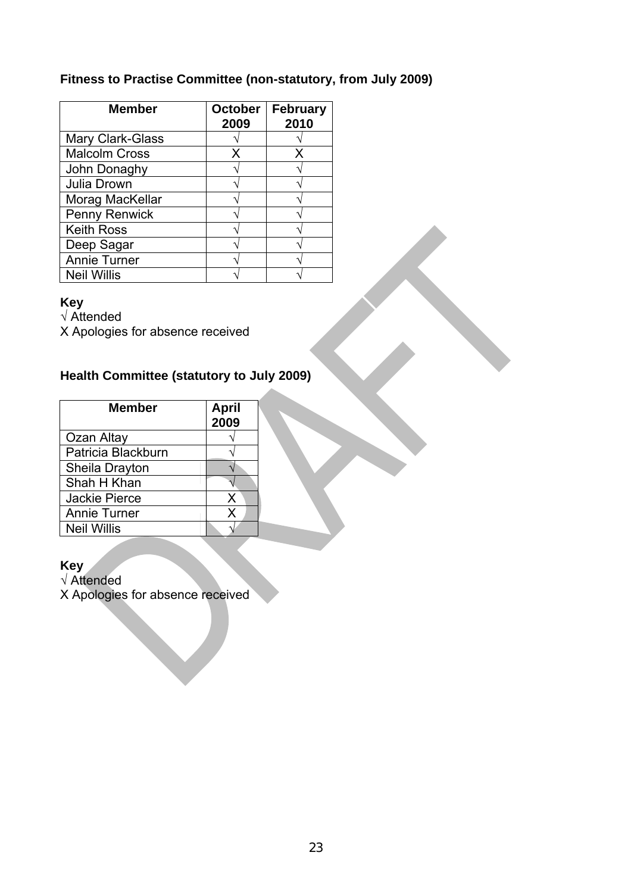**Fitness to Practise Committee (non-statutory, from July 2009)**

| Member | October 2009 | February 2010 |
|---|---|---|
| Mary Clark-Glass | √ | √ |
| Malcolm Cross | X | X |
| John Donaghy | √ | √ |
| Julia Drown | √ | √ |
| Morag MacKellar | √ | √ |
| Penny Renwick | √ | √ |
| Keith Ross | √ | √ |
| Deep Sagar | √ | √ |
| Annie Turner | √ | √ |
| Neil Willis | √ | √ |

**Key**
√ Attended
X Apologies for absence received

**Health Committee (statutory to July 2009)**

| Member | April 2009 |
|---|---|
| Ozan Altay | √ |
| Patricia Blackburn | √ |
| Sheila Drayton | √ |
| Shah H Khan | √ |
| Jackie Pierce | X |
| Annie Turner | X |
| Neil Willis | √ |

**Key**
√ Attended
X Apologies for absence received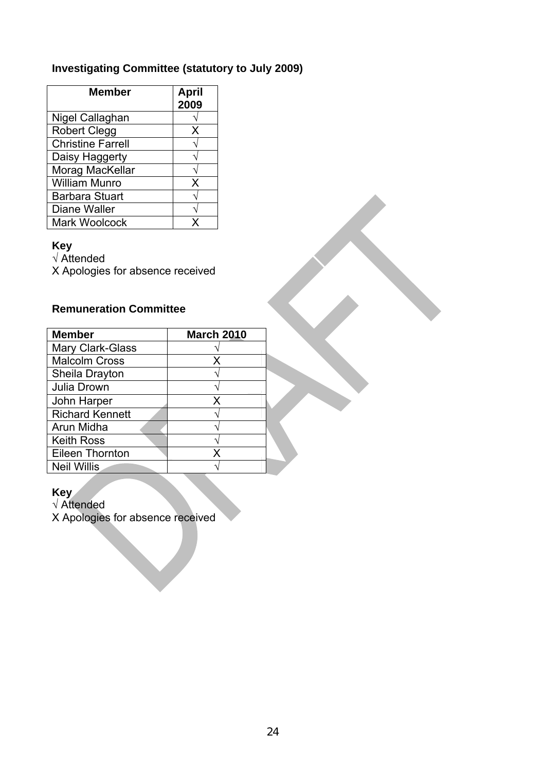**Investigating Committee (statutory to July 2009)**

| Member | April 2009 |
|---|---|
| Nigel Callaghan | √ |
| Robert Clegg | X |
| Christine Farrell | √ |
| Daisy Haggerty | √ |
| Morag MacKellar | √ |
| William Munro | X |
| Barbara Stuart | √ |
| Diane Waller | √ |
| Mark Woolcock | X |

**Key**
√ Attended
X Apologies for absence received

**Remuneration Committee**

| Member | March 2010 |
|---|---|
| Mary Clark-Glass | √ |
| Malcolm Cross | X |
| Sheila Drayton | √ |
| Julia Drown | √ |
| John Harper | X |
| Richard Kennett | √ |
| Arun Midha | √ |
| Keith Ross | √ |
| Eileen Thornton | X |
| Neil Willis | √ |

**Key**
√ Attended
X Apologies for absence received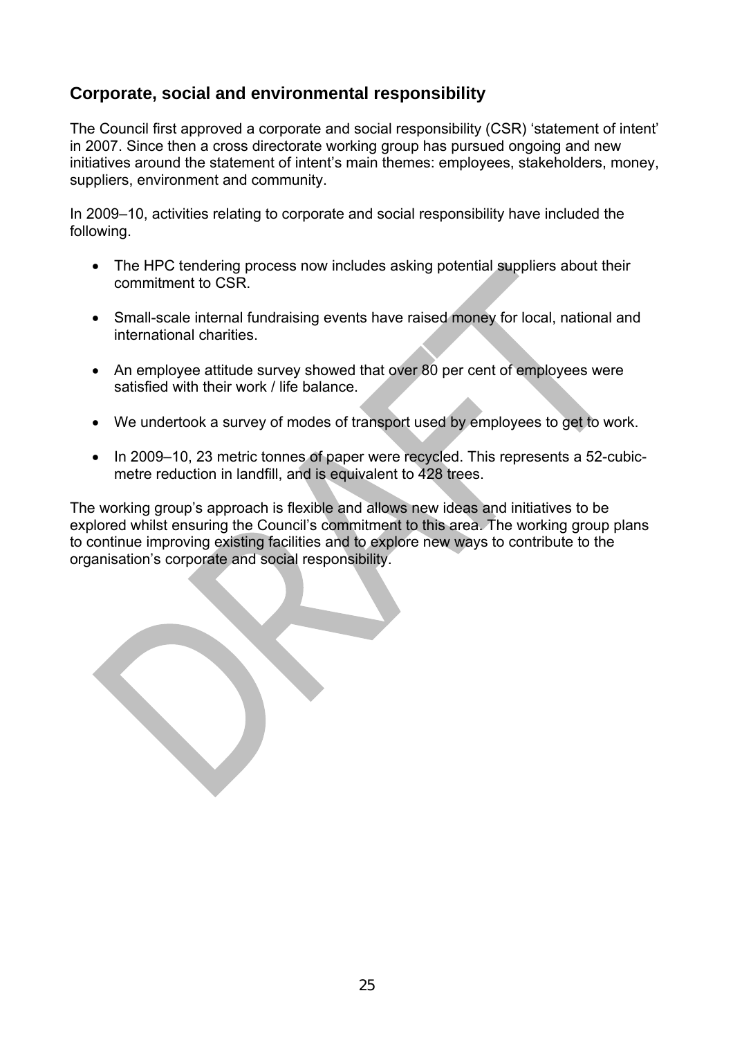## Corporate, social and environmental responsibility

The Council first approved a corporate and social responsibility (CSR) 'statement of intent' in 2007. Since then a cross directorate working group has pursued ongoing and new initiatives around the statement of intent's main themes: employees, stakeholders, money, suppliers, environment and community.

In 2009–10, activities relating to corporate and social responsibility have included the following.

- The HPC tendering process now includes asking potential suppliers about their commitment to CSR.
- Small-scale internal fundraising events have raised money for local, national and international charities.
- An employee attitude survey showed that over 80 per cent of employees were satisfied with their work / life balance.
- We undertook a survey of modes of transport used by employees to get to work.
- In 2009–10, 23 metric tonnes of paper were recycled. This represents a 52-cubic-metre reduction in landfill, and is equivalent to 428 trees.

The working group's approach is flexible and allows new ideas and initiatives to be explored whilst ensuring the Council's commitment to this area. The working group plans to continue improving existing facilities and to explore new ways to contribute to the organisation's corporate and social responsibility.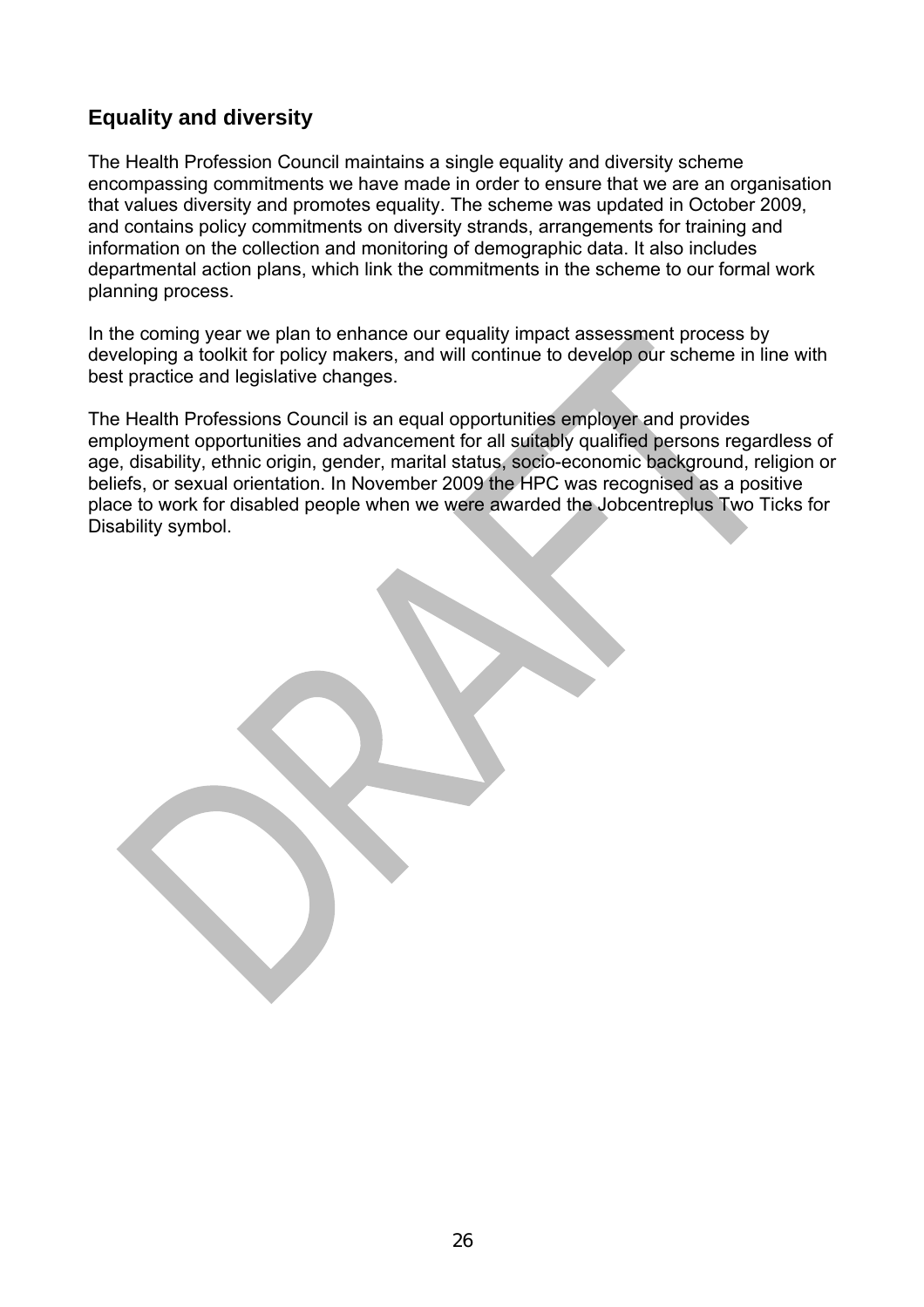## Equality and diversity

The Health Profession Council maintains a single equality and diversity scheme encompassing commitments we have made in order to ensure that we are an organisation that values diversity and promotes equality. The scheme was updated in October 2009, and contains policy commitments on diversity strands, arrangements for training and information on the collection and monitoring of demographic data. It also includes departmental action plans, which link the commitments in the scheme to our formal work planning process.

In the coming year we plan to enhance our equality impact assessment process by developing a toolkit for policy makers, and will continue to develop our scheme in line with best practice and legislative changes.

The Health Professions Council is an equal opportunities employer and provides employment opportunities and advancement for all suitably qualified persons regardless of age, disability, ethnic origin, gender, marital status, socio-economic background, religion or beliefs, or sexual orientation. In November 2009 the HPC was recognised as a positive place to work for disabled people when we were awarded the Jobcentreplus Two Ticks for Disability symbol.